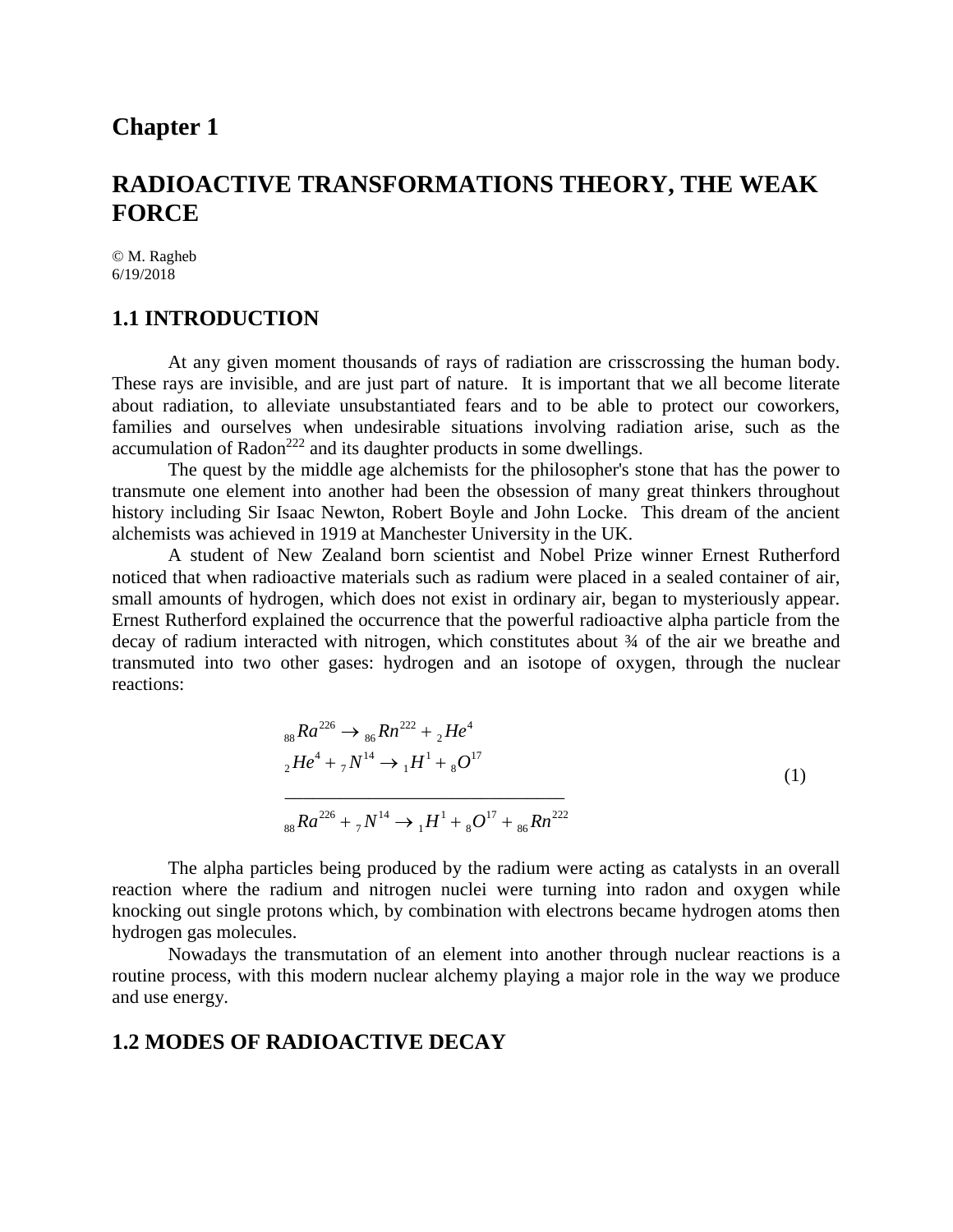# Chapter 1

# RADIOACTIVE TRANSFORMATIONS THEORY, THE WEAK FORCE

© M. Ragheb
6/19/2018

## 1.1 INTRODUCTION

At any given moment thousands of rays of radiation are crisscrossing the human body. These rays are invisible, and are just part of nature. It is important that we all become literate about radiation, to alleviate unsubstantiated fears and to be able to protect our coworkers, families and ourselves when undesirable situations involving radiation arise, such as the accumulation of $Radon^{222}$ and its daughter products in some dwellings.

The quest by the middle age alchemists for the philosopher's stone that has the power to transmute one element into another had been the obsession of many great thinkers throughout history including Sir Isaac Newton, Robert Boyle and John Locke. This dream of the ancient alchemists was achieved in 1919 at Manchester University in the UK.

A student of New Zealand born scientist and Nobel Prize winner Ernest Rutherford noticed that when radioactive materials such as radium were placed in a sealed container of air, small amounts of hydrogen, which does not exist in ordinary air, began to mysteriously appear. Ernest Rutherford explained the occurrence that the powerful radioactive alpha particle from the decay of radium interacted with nitrogen, which constitutes about ¾ of the air we breathe and transmuted into two other gases: hydrogen and an isotope of oxygen, through the nuclear reactions:

$$
\begin{aligned}
&{}_{88}Ra^{226} \rightarrow {}_{86}Rn^{222} + {}_{2}He^{4} \\
&{}_{2}He^{4} + {}_{7}N^{14} \rightarrow {}_{1}H^{1} + {}_{8}O^{17} \\
&\overline{\hspace{14em}} \\
&{}_{88}Ra^{226} + {}_{7}N^{14} \rightarrow {}_{1}H^{1} + {}_{8}O^{17} + {}_{86}Rn^{222}
\end{aligned}
\tag{1}
$$

The alpha particles being produced by the radium were acting as catalysts in an overall reaction where the radium and nitrogen nuclei were turning into radon and oxygen while knocking out single protons which, by combination with electrons became hydrogen atoms then hydrogen gas molecules.

Nowadays the transmutation of an element into another through nuclear reactions is a routine process, with this modern nuclear alchemy playing a major role in the way we produce and use energy.

## 1.2 MODES OF RADIOACTIVE DECAY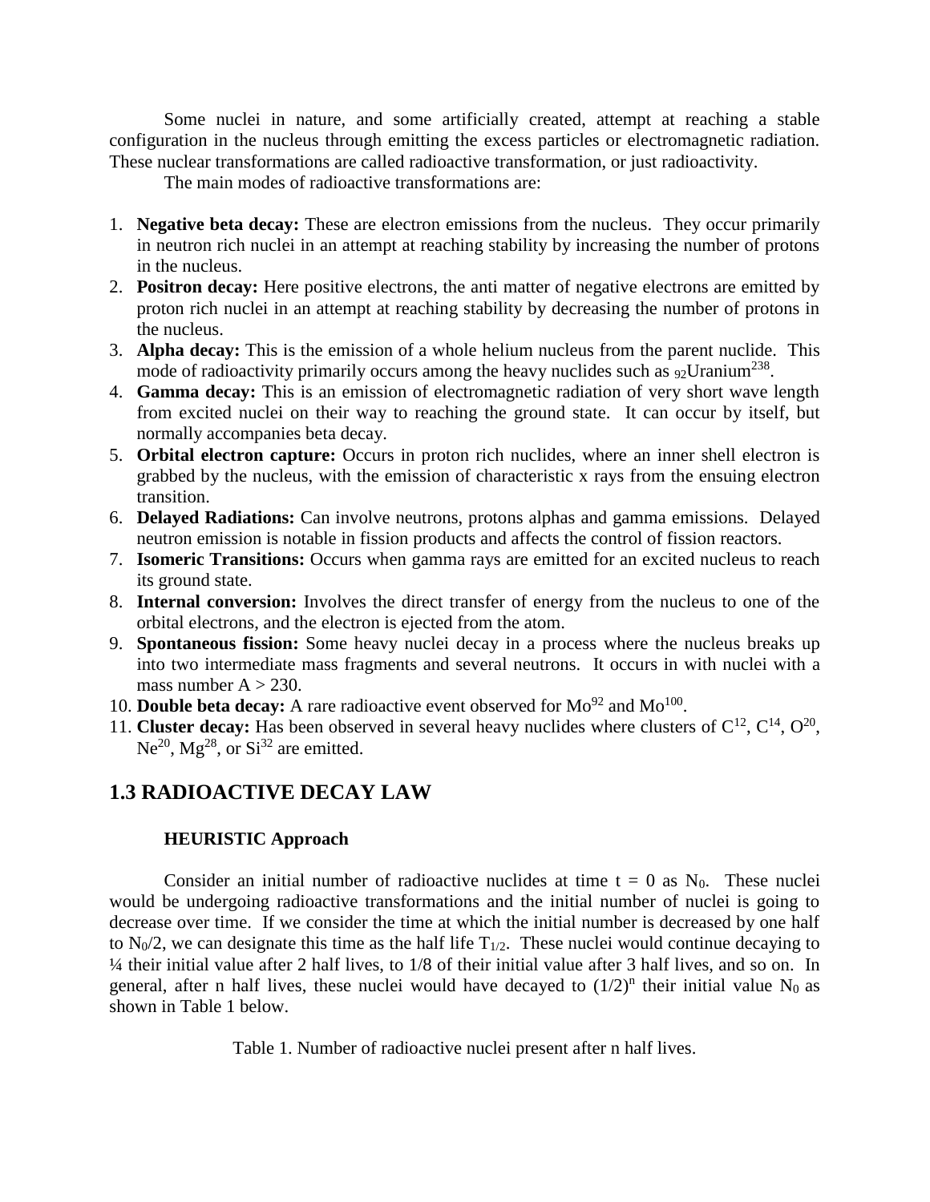Some nuclei in nature, and some artificially created, attempt at reaching a stable configuration in the nucleus through emitting the excess particles or electromagnetic radiation. These nuclear transformations are called radioactive transformation, or just radioactivity.

The main modes of radioactive transformations are:

1. **Negative beta decay:** These are electron emissions from the nucleus. They occur primarily in neutron rich nuclei in an attempt at reaching stability by increasing the number of protons in the nucleus.
2. **Positron decay:** Here positive electrons, the anti matter of negative electrons are emitted by proton rich nuclei in an attempt at reaching stability by decreasing the number of protons in the nucleus.
3. **Alpha decay:** This is the emission of a whole helium nucleus from the parent nuclide. This mode of radioactivity primarily occurs among the heavy nuclides such as $_{92}$Uranium$^{238}$.
4. **Gamma decay:** This is an emission of electromagnetic radiation of very short wave length from excited nuclei on their way to reaching the ground state. It can occur by itself, but normally accompanies beta decay.
5. **Orbital electron capture:** Occurs in proton rich nuclides, where an inner shell electron is grabbed by the nucleus, with the emission of characteristic x rays from the ensuing electron transition.
6. **Delayed Radiations:** Can involve neutrons, protons alphas and gamma emissions. Delayed neutron emission is notable in fission products and affects the control of fission reactors.
7. **Isomeric Transitions:** Occurs when gamma rays are emitted for an excited nucleus to reach its ground state.
8. **Internal conversion:** Involves the direct transfer of energy from the nucleus to one of the orbital electrons, and the electron is ejected from the atom.
9. **Spontaneous fission:** Some heavy nuclei decay in a process where the nucleus breaks up into two intermediate mass fragments and several neutrons. It occurs in with nuclei with a mass number $A > 230$.
10. **Double beta decay:** A rare radioactive event observed for $Mo^{92}$ and $Mo^{100}$.
11. **Cluster decay:** Has been observed in several heavy nuclides where clusters of $C^{12}$, $C^{14}$, $O^{20}$, $Ne^{20}$, $Mg^{28}$, or $Si^{32}$ are emitted.

## 1.3 RADIOACTIVE DECAY LAW

### HEURISTIC Approach

Consider an initial number of radioactive nuclides at time $t = 0$ as $N_0$. These nuclei would be undergoing radioactive transformations and the initial number of nuclei is going to decrease over time. If we consider the time at which the initial number is decreased by one half to $N_0/2$, we can designate this time as the half life $T_{1/2}$. These nuclei would continue decaying to ¼ their initial value after 2 half lives, to 1/8 of their initial value after 3 half lives, and so on. In general, after n half lives, these nuclei would have decayed to $(1/2)^n$ their initial value $N_0$ as shown in Table 1 below.

Table 1. Number of radioactive nuclei present after n half lives.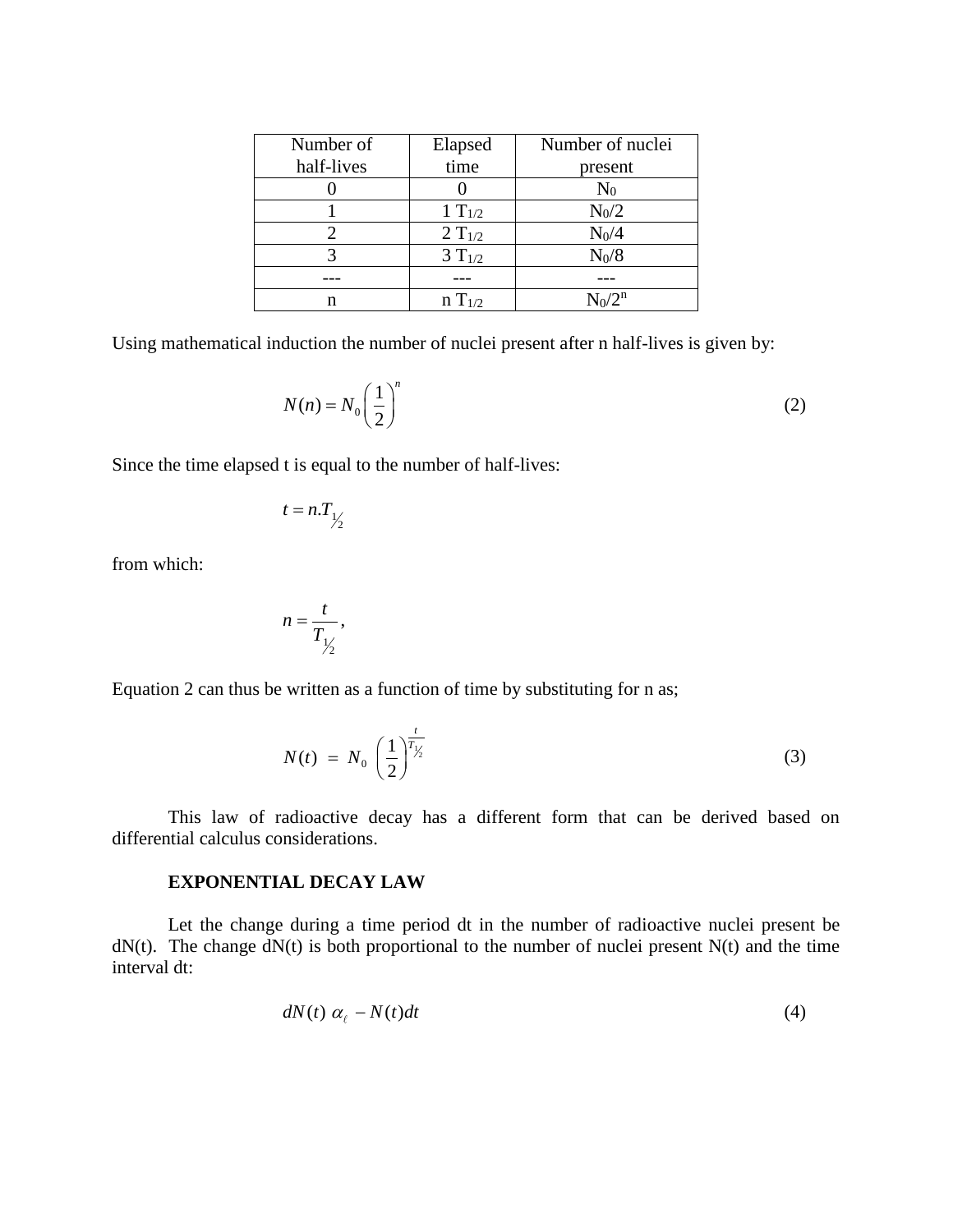| Number of half-lives | Elapsed time | Number of nuclei present |
|---|---|---|
| 0 | 0 | $N_0$ |
| 1 | 1 $T_{1/2}$ | $N_0/2$ |
| 2 | 2 $T_{1/2}$ | $N_0/4$ |
| 3 | 3 $T_{1/2}$ | $N_0/8$ |
| --- | --- | --- |
| n | n $T_{1/2}$ | $N_0/2^n$ |

Using mathematical induction the number of nuclei present after n half-lives is given by:

$$N(n) = N_0 \left( \frac{1}{2} \right)^n \tag{2}$$

Since the time elapsed t is equal to the number of half-lives:

$$t = n.T_{\frac{1}{2}}$$

from which:

$$n = \frac{t}{T_{\frac{1}{2}}},$$

Equation 2 can thus be written as a function of time by substituting for n as;

$$N(t) = N_0 \left( \frac{1}{2} \right)^{\frac{t}{T_{1/2}}} \tag{3}$$

This law of radioactive decay has a different form that can be derived based on differential calculus considerations.

**EXPONENTIAL DECAY LAW**

Let the change during a time period dt in the number of radioactive nuclei present be dN(t). The change dN(t) is both proportional to the number of nuclei present N(t) and the time interval dt:

$$dN(t) \; \alpha_{\ell} \; - N(t)dt \tag{4}$$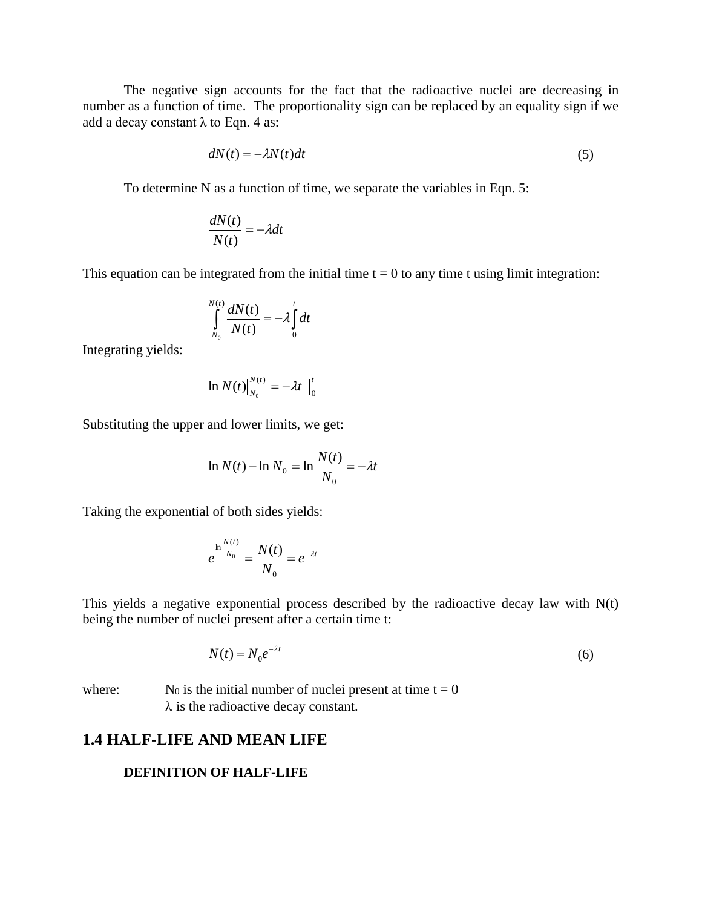The negative sign accounts for the fact that the radioactive nuclei are decreasing in number as a function of time. The proportionality sign can be replaced by an equality sign if we add a decay constant $\lambda$ to Eqn. 4 as:

$$dN(t) = -\lambda N(t)dt \tag{5}$$

To determine N as a function of time, we separate the variables in Eqn. 5:

$$\frac{dN(t)}{N(t)} = -\lambda dt$$

This equation can be integrated from the initial time t = 0 to any time t using limit integration:

$$\int_{N_0}^{N(t)} \frac{dN(t)}{N(t)} = -\lambda \int_0^t dt$$

Integrating yields:

$$\ln N(t)\Big|_{N_0}^{N(t)} = -\lambda t \;\Big|_0^t$$

Substituting the upper and lower limits, we get:

$$\ln N(t) - \ln N_0 = \ln \frac{N(t)}{N_0} = -\lambda t$$

Taking the exponential of both sides yields:

$$e^{\ln \frac{N(t)}{N_0}} = \frac{N(t)}{N_0} = e^{-\lambda t}$$

This yields a negative exponential process described by the radioactive decay law with N(t) being the number of nuclei present after a certain time t:

$$N(t) = N_0 e^{-\lambda t} \tag{6}$$

where: $N_0$ is the initial number of nuclei present at time t = 0
$\lambda$ is the radioactive decay constant.

## 1.4 HALF-LIFE AND MEAN LIFE

### DEFINITION OF HALF-LIFE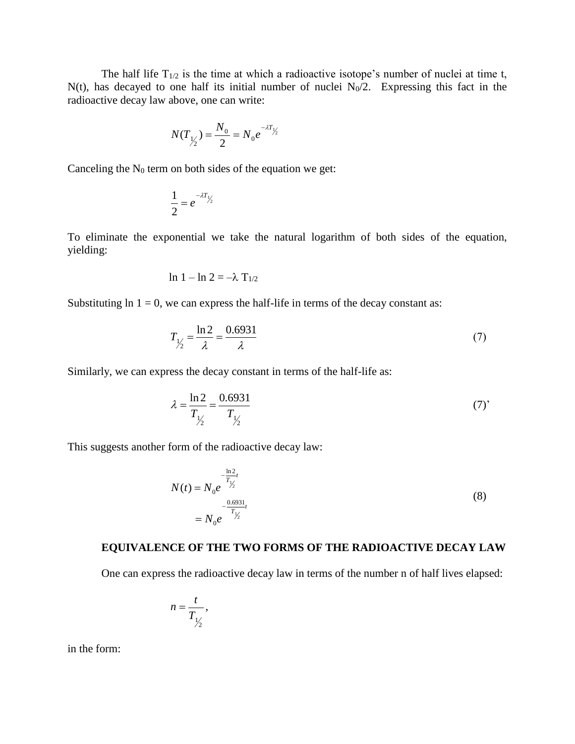The half life $T_{1/2}$ is the time at which a radioactive isotope's number of nuclei at time t, N(t), has decayed to one half its initial number of nuclei $N_0/2$. Expressing this fact in the radioactive decay law above, one can write:

$$N(T_{\frac{1}{2}}) = \frac{N_0}{2} = N_0 e^{-\lambda T_{\frac{1}{2}}}$$

Canceling the $N_0$ term on both sides of the equation we get:

$$\frac{1}{2} = e^{-\lambda T_{\frac{1}{2}}}$$

To eliminate the exponential we take the natural logarithm of both sides of the equation, yielding:

$$\ln 1 - \ln 2 = -\lambda\, T_{1/2}$$

Substituting ln 1 = 0, we can express the half-life in terms of the decay constant as:

$$T_{\frac{1}{2}} = \frac{\ln 2}{\lambda} = \frac{0.6931}{\lambda} \tag{7}$$

Similarly, we can express the decay constant in terms of the half-life as:

$$\lambda = \frac{\ln 2}{T_{\frac{1}{2}}} = \frac{0.6931}{T_{\frac{1}{2}}} \tag{7'}$$

This suggests another form of the radioactive decay law:

$$\begin{aligned} N(t) &= N_0 e^{-\frac{\ln 2}{T_{\frac{1}{2}}} t} \\ &= N_0 e^{-\frac{0.6931}{T_{\frac{1}{2}}} t} \end{aligned} \tag{8}$$

### EQUIVALENCE OF THE TWO FORMS OF THE RADIOACTIVE DECAY LAW

One can express the radioactive decay law in terms of the number n of half lives elapsed:

$$n = \frac{t}{T_{\frac{1}{2}}},$$

in the form: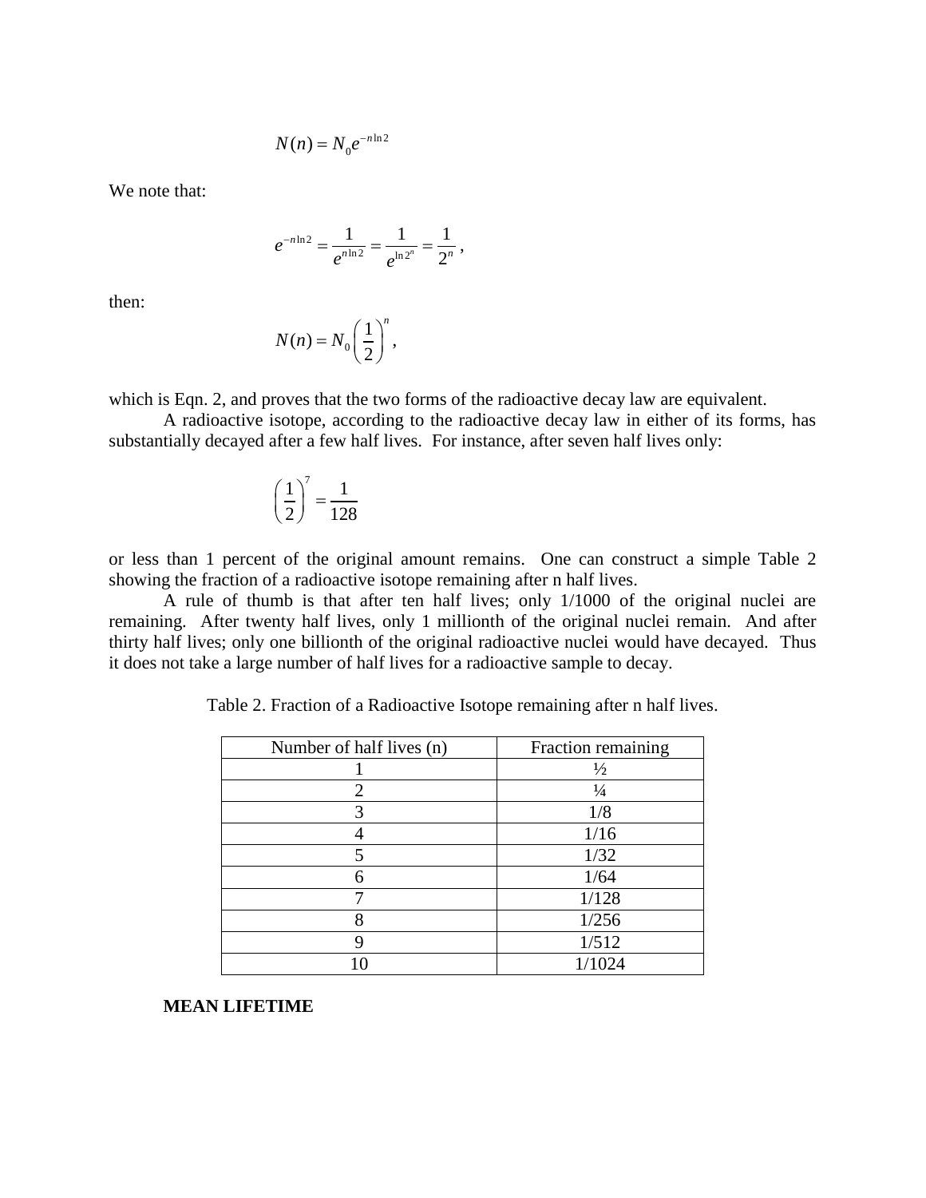$$N(n) = N_0 e^{-n \ln 2}$$

We note that:

$$e^{-n \ln 2} = \frac{1}{e^{n \ln 2}} = \frac{1}{e^{\ln 2^n}} = \frac{1}{2^n},$$

then:

$$N(n) = N_0 \left( \frac{1}{2} \right)^n,$$

which is Eqn. 2, and proves that the two forms of the radioactive decay law are equivalent.

A radioactive isotope, according to the radioactive decay law in either of its forms, has substantially decayed after a few half lives. For instance, after seven half lives only:

$$\left( \frac{1}{2} \right)^7 = \frac{1}{128}$$

or less than 1 percent of the original amount remains. One can construct a simple Table 2 showing the fraction of a radioactive isotope remaining after n half lives.

A rule of thumb is that after ten half lives; only 1/1000 of the original nuclei are remaining. After twenty half lives, only 1 millionth of the original nuclei remain. And after thirty half lives; only one billionth of the original radioactive nuclei would have decayed. Thus it does not take a large number of half lives for a radioactive sample to decay.

Table 2. Fraction of a Radioactive Isotope remaining after n half lives.

| Number of half lives (n) | Fraction remaining |
| --- | --- |
| 1 | ½ |
| 2 | ¼ |
| 3 | 1/8 |
| 4 | 1/16 |
| 5 | 1/32 |
| 6 | 1/64 |
| 7 | 1/128 |
| 8 | 1/256 |
| 9 | 1/512 |
| 10 | 1/1024 |

**MEAN LIFETIME**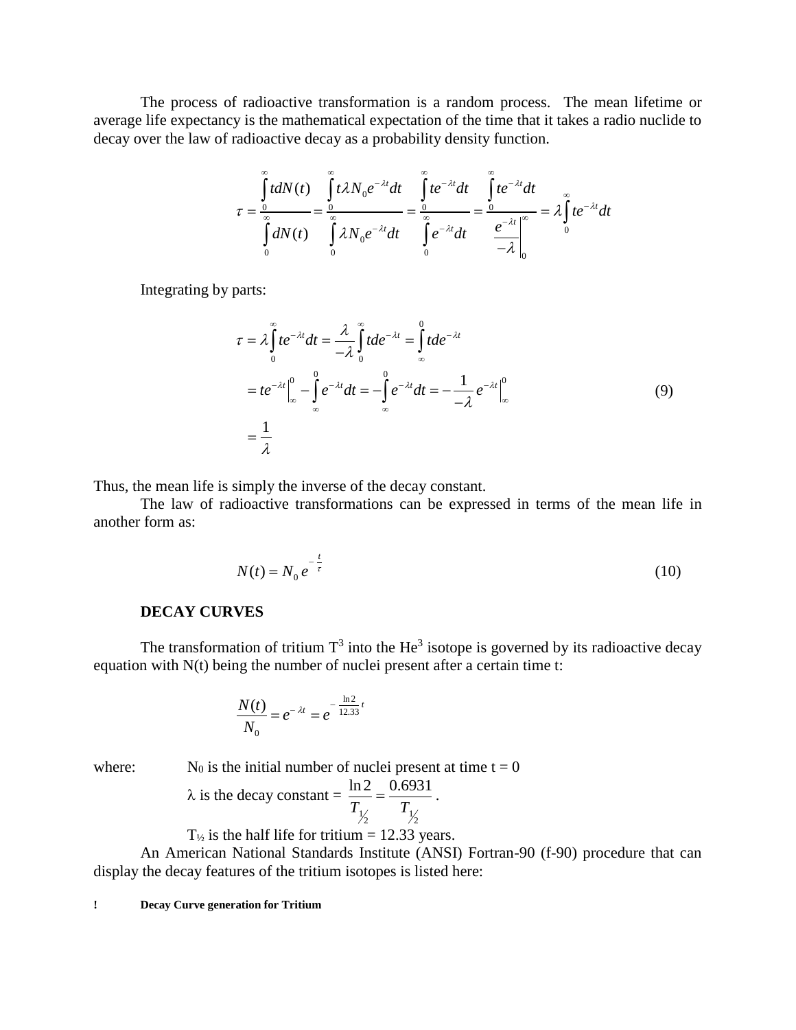The process of radioactive transformation is a random process. The mean lifetime or average life expectancy is the mathematical expectation of the time that it takes a radio nuclide to decay over the law of radioactive decay as a probability density function.

$$\tau = \frac{\int_0^\infty t dN(t)}{\int_0^\infty dN(t)} = \frac{\int_0^\infty t\lambda N_0 e^{-\lambda t} dt}{\int_0^\infty \lambda N_0 e^{-\lambda t} dt} = \frac{\int_0^\infty t e^{-\lambda t} dt}{\int_0^\infty e^{-\lambda t} dt} = \frac{\int_0^\infty t e^{-\lambda t} dt}{\left. \frac{e^{-\lambda t}}{-\lambda} \right|_0^\infty} = \lambda \int_0^\infty t e^{-\lambda t} dt$$

Integrating by parts:

$$\begin{aligned}
\tau &= \lambda \int_0^\infty t e^{-\lambda t} dt = \frac{\lambda}{-\lambda} \int_0^\infty t de^{-\lambda t} = \int_\infty^0 t de^{-\lambda t} \\
&= \left. t e^{-\lambda t} \right|_\infty^0 - \int_\infty^0 e^{-\lambda t} dt = -\int_\infty^0 e^{-\lambda t} dt = -\left. \frac{1}{-\lambda} e^{-\lambda t} \right|_\infty^0 \\
&= \frac{1}{\lambda}
\end{aligned} \tag{9}$$

Thus, the mean life is simply the inverse of the decay constant.

The law of radioactive transformations can be expressed in terms of the mean life in another form as:

$$N(t) = N_0 e^{-\frac{t}{\tau}} \tag{10}$$

**DECAY CURVES**

The transformation of tritium $T^3$ into the $He^3$ isotope is governed by its radioactive decay equation with N(t) being the number of nuclei present after a certain time t:

$$\frac{N(t)}{N_0} = e^{-\lambda t} = e^{-\frac{\ln 2}{12.33} t}$$

where: $N_0$ is the initial number of nuclei present at time t = 0

$\lambda$ is the decay constant = $\frac{\ln 2}{T_{1/2}} = \frac{0.6931}{T_{1/2}}$.

$T_{1/2}$ is the half life for tritium = 12.33 years.

An American National Standards Institute (ANSI) Fortran-90 (f-90) procedure that can display the decay features of the tritium isotopes is listed here:

```
!        Decay Curve generation for Tritium
```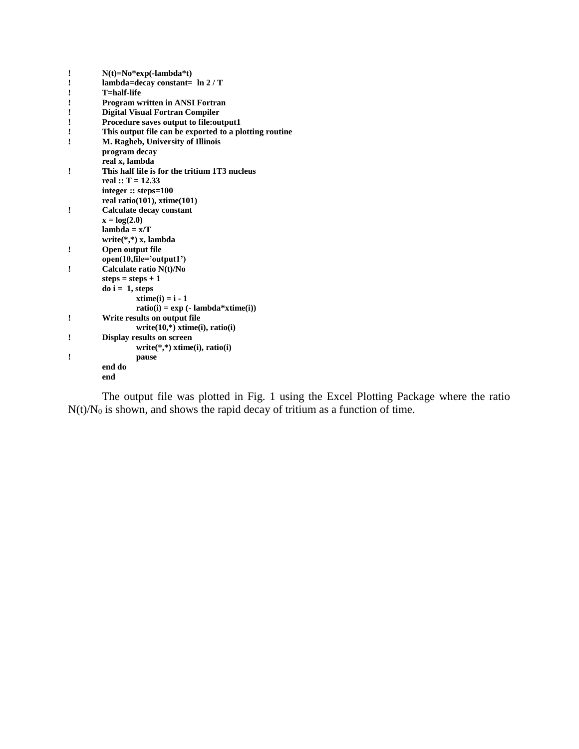```
!	N(t)=No*exp(-lambda*t)
!	lambda=decay constant=  ln 2 / T
!	T=half-life
!	Program written in ANSI Fortran
!	Digital Visual Fortran Compiler
!	Procedure saves output to file:output1
!	This output file can be exported to a plotting routine
!	M. Ragheb, University of Illinois
	program decay
	real x, lambda
!	This half life is for the tritium 1T3 nucleus
	real :: T = 12.33
	integer :: steps=100
	real ratio(101), xtime(101)
!	Calculate decay constant
	x = log(2.0)
	lambda = x/T
	write(*,*) x, lambda
!	Open output file
	open(10,file='output1')
!	Calculate ratio N(t)/No
	steps = steps + 1
	do i =  1, steps
		xtime(i) = i - 1
		ratio(i) = exp (- lambda*xtime(i))
!	Write results on output file
		write(10,*) xtime(i), ratio(i)
!	Display results on screen
		write(*,*) xtime(i), ratio(i)
!		pause
	end do
	end
```

The output file was plotted in Fig. 1 using the Excel Plotting Package where the ratio $N(t)/N_0$ is shown, and shows the rapid decay of tritium as a function of time.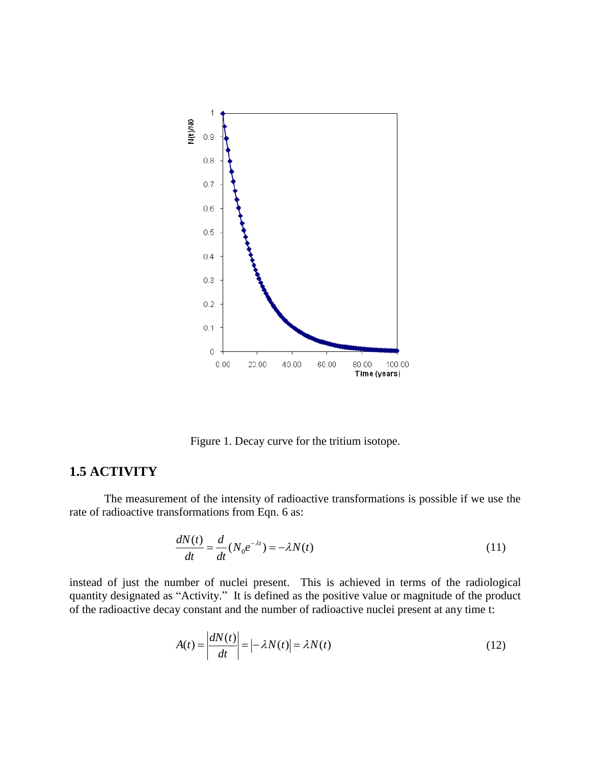Figure 1. Decay curve for the tritium isotope.

## 1.5 ACTIVITY

The measurement of the intensity of radioactive transformations is possible if we use the rate of radioactive transformations from Eqn. 6 as:

$$\frac{dN(t)}{dt} = \frac{d}{dt}(N_0 e^{-\lambda t}) = -\lambda N(t) \tag{11}$$

instead of just the number of nuclei present. This is achieved in terms of the radiological quantity designated as "Activity." It is defined as the positive value or magnitude of the product of the radioactive decay constant and the number of radioactive nuclei present at any time t:

$$A(t) = \left|\frac{dN(t)}{dt}\right| = \left|-\lambda N(t)\right| = \lambda N(t) \tag{12}$$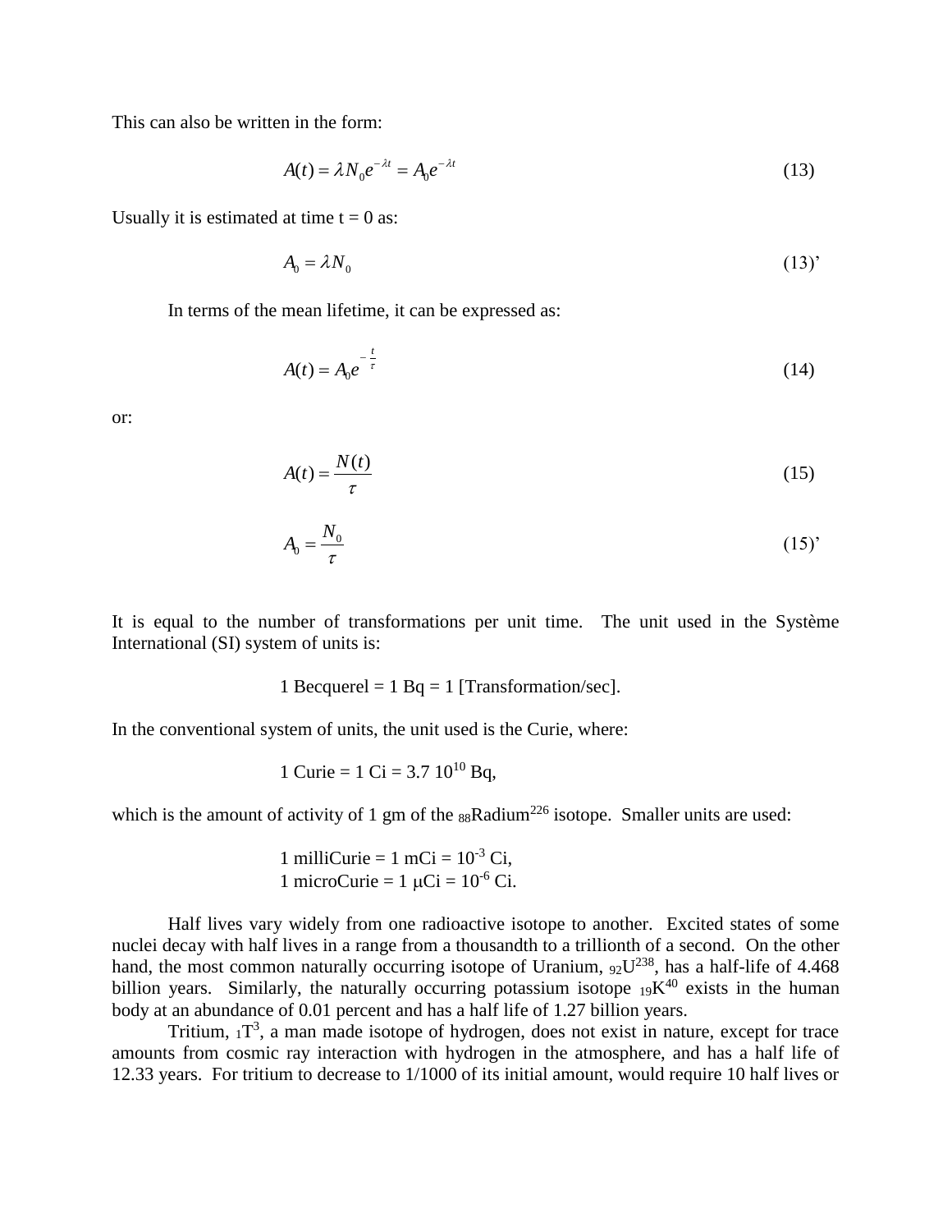This can also be written in the form:

$$A(t) = \lambda N_0 e^{-\lambda t} = A_0 e^{-\lambda t} \tag{13}$$

Usually it is estimated at time t = 0 as:

$$A_0 = \lambda N_0 \tag{13'}$$

In terms of the mean lifetime, it can be expressed as:

$$A(t) = A_0 e^{-\frac{t}{\tau}} \tag{14}$$

or:

$$A(t) = \frac{N(t)}{\tau} \tag{15}$$

$$A_0 = \frac{N_0}{\tau} \tag{15'}$$

It is equal to the number of transformations per unit time. The unit used in the Système International (SI) system of units is:

1 Becquerel = 1 Bq = 1 [Transformation/sec].

In the conventional system of units, the unit used is the Curie, where:

1 Curie = 1 Ci = 3.7 $10^{10}$ Bq,

which is the amount of activity of 1 gm of the $_{88}$Radium$^{226}$ isotope. Smaller units are used:

1 milliCurie = 1 mCi = $10^{-3}$ Ci,
1 microCurie = 1 μCi = $10^{-6}$ Ci.

Half lives vary widely from one radioactive isotope to another. Excited states of some nuclei decay with half lives in a range from a thousandth to a trillionth of a second. On the other hand, the most common naturally occurring isotope of Uranium, $_{92}U^{238}$, has a half-life of 4.468 billion years. Similarly, the naturally occurring potassium isotope $_{19}K^{40}$ exists in the human body at an abundance of 0.01 percent and has a half life of 1.27 billion years.

Tritium, $_1T^3$, a man made isotope of hydrogen, does not exist in nature, except for trace amounts from cosmic ray interaction with hydrogen in the atmosphere, and has a half life of 12.33 years. For tritium to decrease to 1/1000 of its initial amount, would require 10 half lives or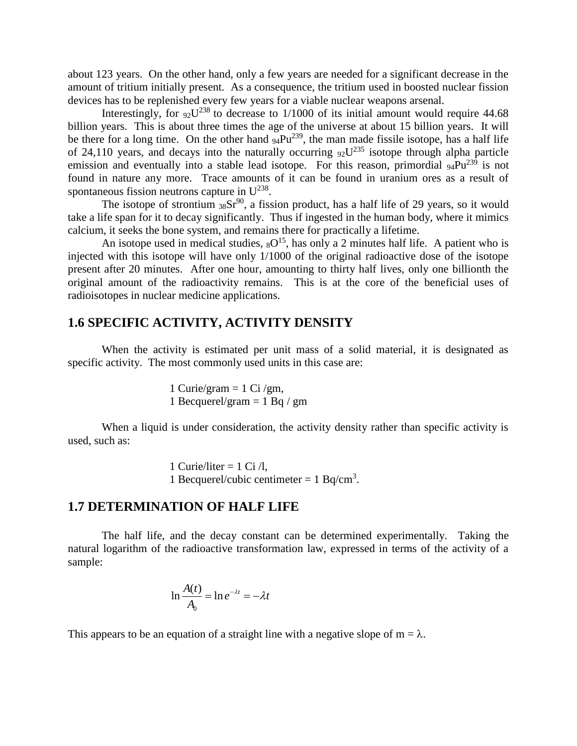about 123 years. On the other hand, only a few years are needed for a significant decrease in the amount of tritium initially present. As a consequence, the tritium used in boosted nuclear fission devices has to be replenished every few years for a viable nuclear weapons arsenal.

Interestingly, for ${}_{92}U^{238}$ to decrease to 1/1000 of its initial amount would require 44.68 billion years. This is about three times the age of the universe at about 15 billion years. It will be there for a long time. On the other hand ${}_{94}Pu^{239}$, the man made fissile isotope, has a half life of 24,110 years, and decays into the naturally occurring ${}_{92}U^{235}$ isotope through alpha particle emission and eventually into a stable lead isotope. For this reason, primordial ${}_{94}Pu^{239}$ is not found in nature any more. Trace amounts of it can be found in uranium ores as a result of spontaneous fission neutrons capture in $U^{238}$.

The isotope of strontium ${}_{38}Sr^{90}$, a fission product, has a half life of 29 years, so it would take a life span for it to decay significantly. Thus if ingested in the human body, where it mimics calcium, it seeks the bone system, and remains there for practically a lifetime.

An isotope used in medical studies, ${}_{8}O^{15}$, has only a 2 minutes half life. A patient who is injected with this isotope will have only 1/1000 of the original radioactive dose of the isotope present after 20 minutes. After one hour, amounting to thirty half lives, only one billionth the original amount of the radioactivity remains. This is at the core of the beneficial uses of radioisotopes in nuclear medicine applications.

## 1.6 SPECIFIC ACTIVITY, ACTIVITY DENSITY

When the activity is estimated per unit mass of a solid material, it is designated as specific activity. The most commonly used units in this case are:

1 Curie/gram = 1 Ci /gm,
1 Becquerel/gram = 1 Bq / gm

When a liquid is under consideration, the activity density rather than specific activity is used, such as:

1 Curie/liter = 1 Ci /l,
1 Becquerel/cubic centimeter = 1 Bq/cm$^3$.

## 1.7 DETERMINATION OF HALF LIFE

The half life, and the decay constant can be determined experimentally. Taking the natural logarithm of the radioactive transformation law, expressed in terms of the activity of a sample:

$$\ln \frac{A(t)}{A_0} = \ln e^{-\lambda t} = -\lambda t$$

This appears to be an equation of a straight line with a negative slope of m = $\lambda$.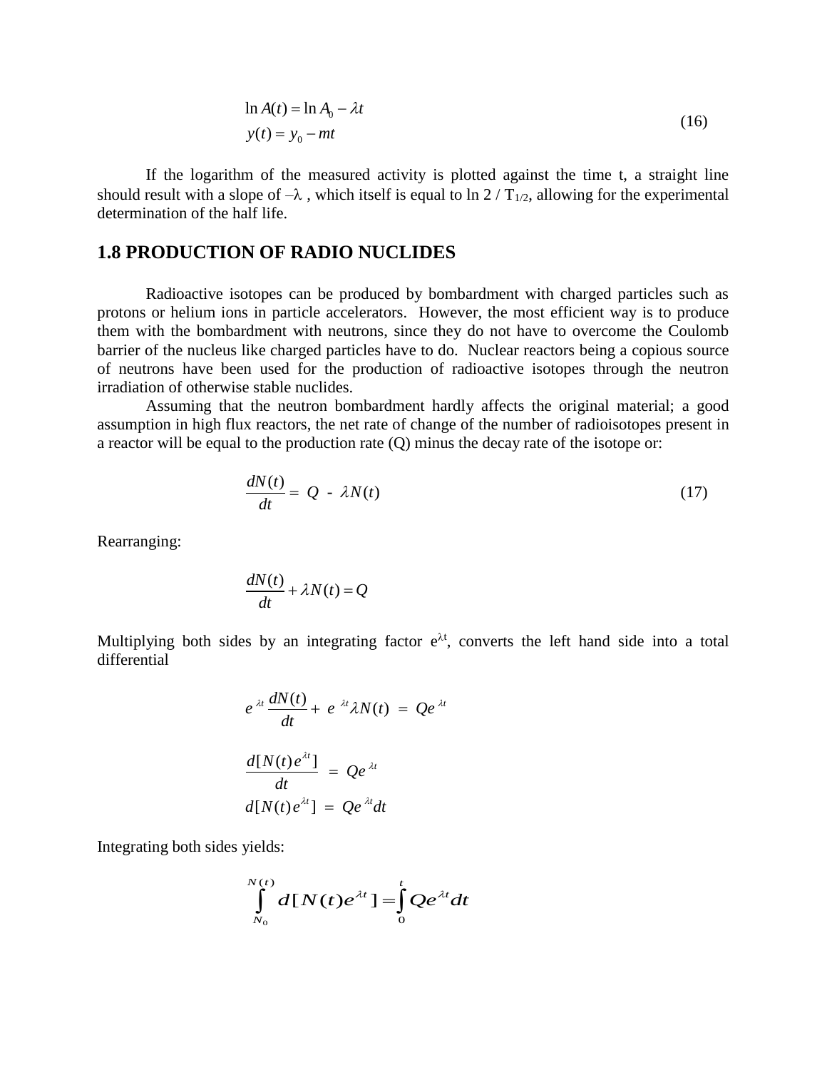$$\ln A(t) = \ln A_0 - \lambda t$$
$$y(t) = y_0 - mt \tag{16}$$

If the logarithm of the measured activity is plotted against the time t, a straight line should result with a slope of $-\lambda$ , which itself is equal to ln 2 / $T_{1/2}$, allowing for the experimental determination of the half life.

## 1.8 PRODUCTION OF RADIO NUCLIDES

Radioactive isotopes can be produced by bombardment with charged particles such as protons or helium ions in particle accelerators. However, the most efficient way is to produce them with the bombardment with neutrons, since they do not have to overcome the Coulomb barrier of the nucleus like charged particles have to do. Nuclear reactors being a copious source of neutrons have been used for the production of radioactive isotopes through the neutron irradiation of otherwise stable nuclides.

Assuming that the neutron bombardment hardly affects the original material; a good assumption in high flux reactors, the net rate of change of the number of radioisotopes present in a reactor will be equal to the production rate (Q) minus the decay rate of the isotope or:

$$\frac{dN(t)}{dt} = Q - \lambda N(t) \tag{17}$$

Rearranging:

$$\frac{dN(t)}{dt} + \lambda N(t) = Q$$

Multiplying both sides by an integrating factor $e^{\lambda t}$, converts the left hand side into a total differential

$$e^{\lambda t}\frac{dN(t)}{dt} + e^{\lambda t}\lambda N(t) = Qe^{\lambda t}$$

$$\frac{d[N(t)e^{\lambda t}]}{dt} = Qe^{\lambda t}$$
$$d[N(t)e^{\lambda t}] = Qe^{\lambda t}dt$$

Integrating both sides yields:

$$\int_{N_0}^{N(t)} d[N(t)e^{\lambda t}] = \int_0^t Qe^{\lambda t}dt$$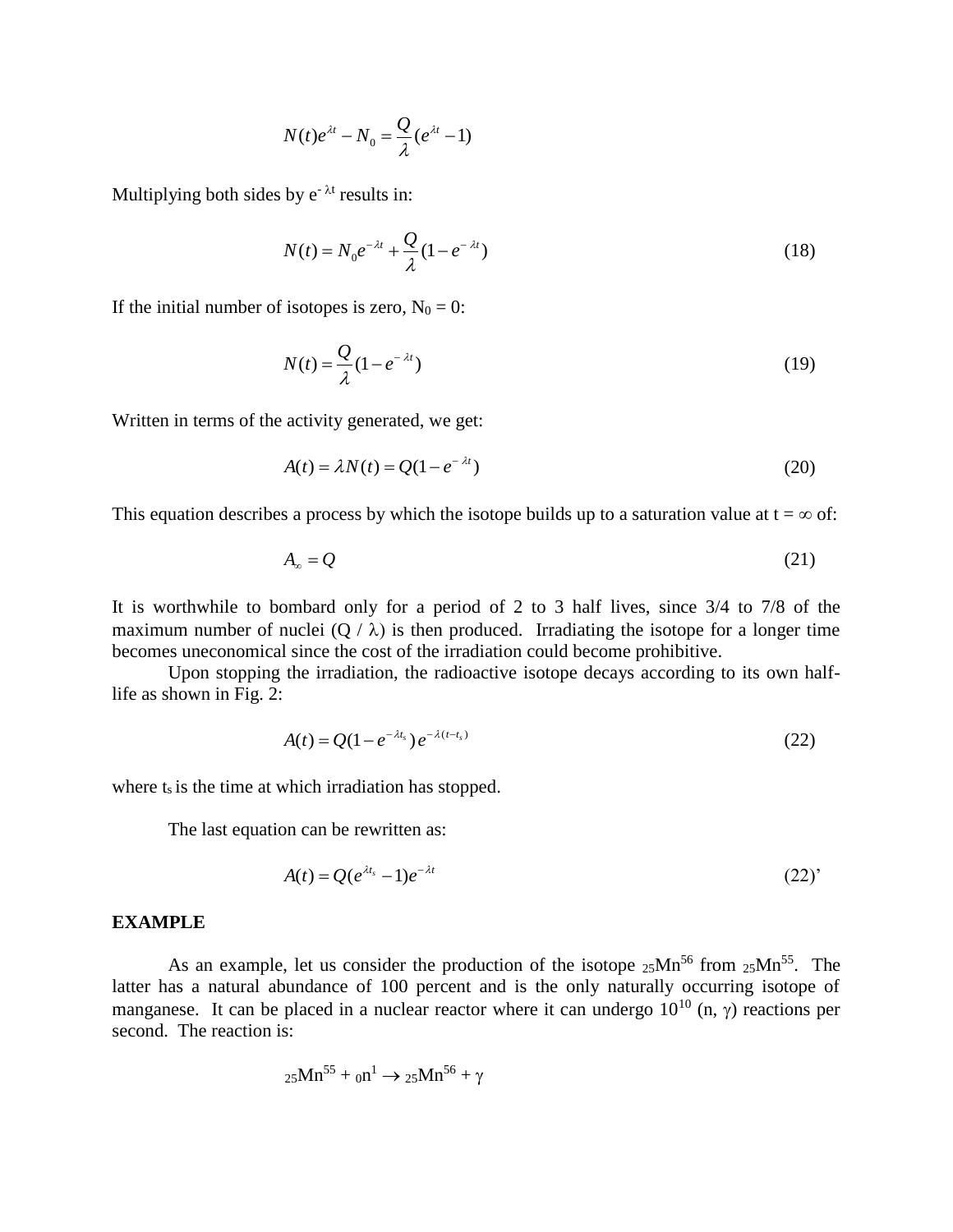$$N(t)e^{\lambda t} - N_0 = \frac{Q}{\lambda}(e^{\lambda t} - 1)$$

Multiplying both sides by $e^{-\lambda t}$ results in:

$$N(t) = N_0 e^{-\lambda t} + \frac{Q}{\lambda}(1 - e^{-\lambda t}) \tag{18}$$

If the initial number of isotopes is zero, $N_0 = 0$:

$$N(t) = \frac{Q}{\lambda}(1 - e^{-\lambda t}) \tag{19}$$

Written in terms of the activity generated, we get:

$$A(t) = \lambda N(t) = Q(1 - e^{-\lambda t}) \tag{20}$$

This equation describes a process by which the isotope builds up to a saturation value at $t = \infty$ of:

$$A_\infty = Q \tag{21}$$

It is worthwhile to bombard only for a period of 2 to 3 half lives, since 3/4 to 7/8 of the maximum number of nuclei ($Q / \lambda$) is then produced. Irradiating the isotope for a longer time becomes uneconomical since the cost of the irradiation could become prohibitive.

Upon stopping the irradiation, the radioactive isotope decays according to its own half-life as shown in Fig. 2:

$$A(t) = Q(1 - e^{-\lambda t_s})e^{-\lambda(t - t_s)} \tag{22}$$

where $t_s$ is the time at which irradiation has stopped.

The last equation can be rewritten as:

$$A(t) = Q(e^{\lambda t_s} - 1)e^{-\lambda t} \tag{22'}$$

**EXAMPLE**

As an example, let us consider the production of the isotope ${}_{25}Mn^{56}$ from ${}_{25}Mn^{55}$. The latter has a natural abundance of 100 percent and is the only naturally occurring isotope of manganese. It can be placed in a nuclear reactor where it can undergo $10^{10}$ (n, $\gamma$) reactions per second. The reaction is:

$${}_{25}Mn^{55} + {}_{0}n^{1} \rightarrow {}_{25}Mn^{56} + \gamma$$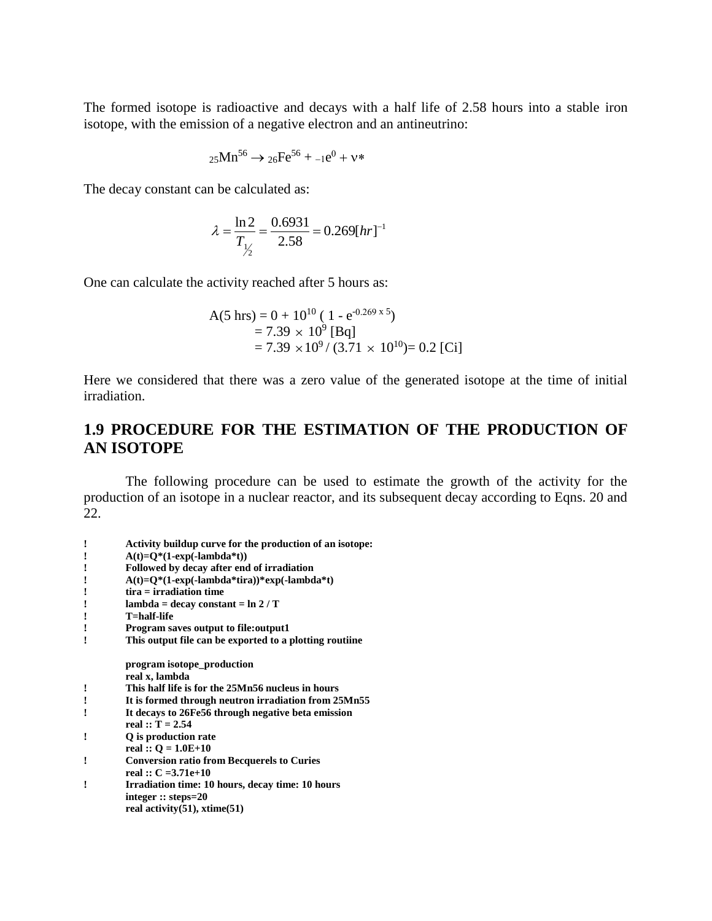The formed isotope is radioactive and decays with a half life of 2.58 hours into a stable iron isotope, with the emission of a negative electron and an antineutrino:

$$_{25}Mn^{56} \rightarrow {}_{26}Fe^{56} + {}_{-1}e^{0} + \nu*$$

The decay constant can be calculated as:

$$\lambda = \frac{\ln 2}{T_{1/2}} = \frac{0.6931}{2.58} = 0.269[hr]^{-1}$$

One can calculate the activity reached after 5 hours as:

$$\begin{aligned} A(5 \text{ hrs}) &= 0 + 10^{10} ( 1 - e^{-0.269 \times 5}) \\ &= 7.39 \times 10^{9} \text{ [Bq]} \\ &= 7.39 \times 10^{9} / (3.71 \times 10^{10}) = 0.2 \text{ [Ci]} \end{aligned}$$

Here we considered that there was a zero value of the generated isotope at the time of initial irradiation.

## 1.9 PROCEDURE FOR THE ESTIMATION OF THE PRODUCTION OF AN ISOTOPE

The following procedure can be used to estimate the growth of the activity for the production of an isotope in a nuclear reactor, and its subsequent decay according to Eqns. 20 and 22.

```
!	Activity buildup curve for the production of an isotope:
!	A(t)=Q*(1-exp(-lambda*t))
!	Followed by decay after end of irradiation
!	A(t)=Q*(1-exp(-lambda*tira))*exp(-lambda*t)
!	tira = irradiation time
!	lambda = decay constant = ln 2 / T
!	T=half-life
!	Program saves output to file:output1
!	This output file can be exported to a plotting routiine

	program isotope_production
	real x, lambda
!	This half life is for the 25Mn56 nucleus in hours
!	It is formed through neutron irradiation from 25Mn55
!	It decays to 26Fe56 through negative beta emission
	real :: T = 2.54
!	Q is production rate
	real :: Q = 1.0E+10
!	Conversion ratio from Becquerels to Curies
	real :: C =3.71e+10
!	Irradiation time: 10 hours, decay time: 10 hours
	integer :: steps=20
	real activity(51), xtime(51)
```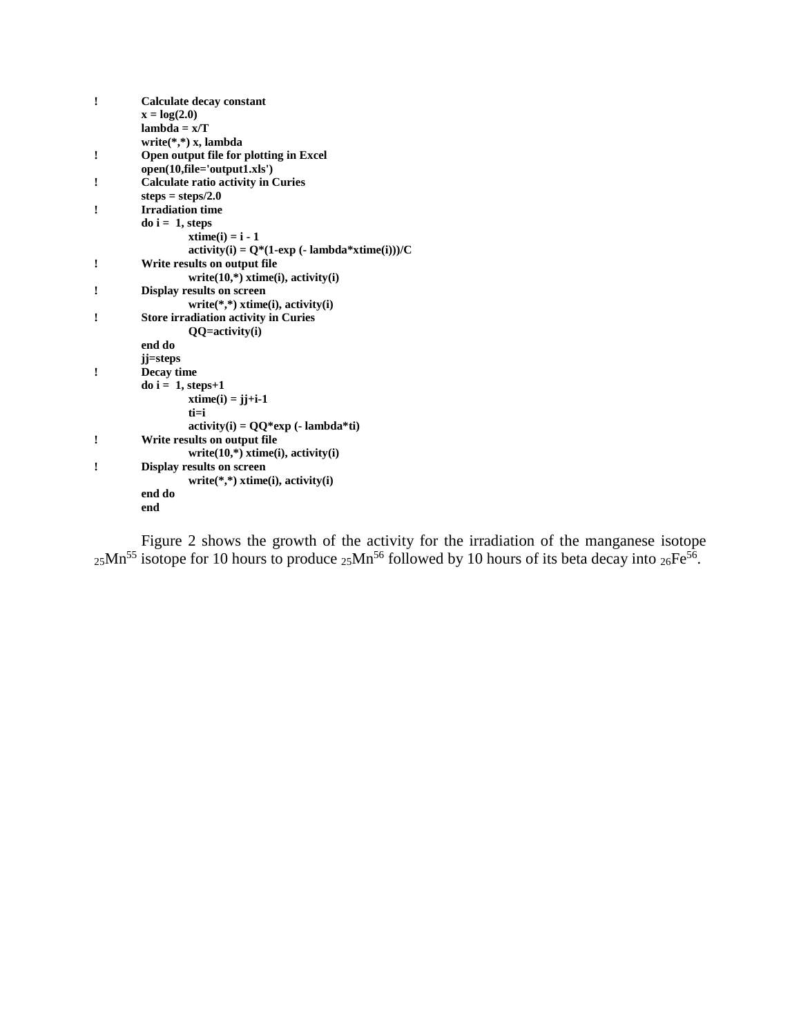```
!	Calculate decay constant
	x = log(2.0)
	lambda = x/T
	write(*,*) x, lambda
!	Open output file for plotting in Excel
	open(10,file='output1.xls')
!	Calculate ratio activity in Curies
	steps = steps/2.0
!	Irradiation time
	do i =  1, steps
		xtime(i) = i - 1
		activity(i) = Q*(1-exp (- lambda*xtime(i)))/C
!	Write results on output file
		write(10,*) xtime(i), activity(i)
!	Display results on screen
		write(*,*) xtime(i), activity(i)
!	Store irradiation activity in Curies
		QQ=activity(i)
	end do
	jj=steps
!	Decay time
	do i =  1, steps+1
		xtime(i) = jj+i-1
		ti=i
		activity(i) = QQ*exp (- lambda*ti)
!	Write results on output file
		write(10,*) xtime(i), activity(i)
!	Display results on screen
		write(*,*) xtime(i), activity(i)
	end do
	end
```

Figure 2 shows the growth of the activity for the irradiation of the manganese isotope ${}_{25}Mn^{55}$ isotope for 10 hours to produce ${}_{25}Mn^{56}$ followed by 10 hours of its beta decay into ${}_{26}Fe^{56}$.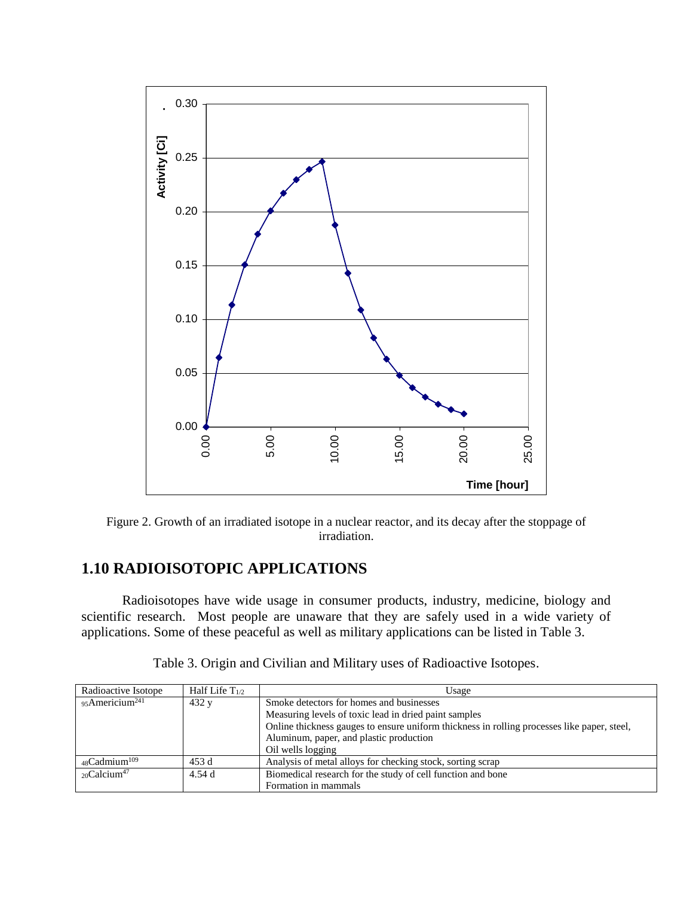Figure 2. Growth of an irradiated isotope in a nuclear reactor, and its decay after the stoppage of irradiation.

## 1.10 RADIOISOTOPIC APPLICATIONS

Radioisotopes have wide usage in consumer products, industry, medicine, biology and scientific research. Most people are unaware that they are safely used in a wide variety of applications. Some of these peaceful as well as military applications can be listed in Table 3.

Table 3. Origin and Civilian and Military uses of Radioactive Isotopes.

| Radioactive Isotope | Half Life $T_{1/2}$ | Usage |
|---|---|---|
| $_{95}$Americium$^{241}$ | 432 y | Smoke detectors for homes and businesses<br>Measuring levels of toxic lead in dried paint samples<br>Online thickness gauges to ensure uniform thickness in rolling processes like paper, steel, Aluminum, paper, and plastic production<br>Oil wells logging |
| $_{48}$Cadmium$^{109}$ | 453 d | Analysis of metal alloys for checking stock, sorting scrap |
| $_{20}$Calcium$^{47}$ | 4.54 d | Biomedical research for the study of cell function and bone Formation in mammals |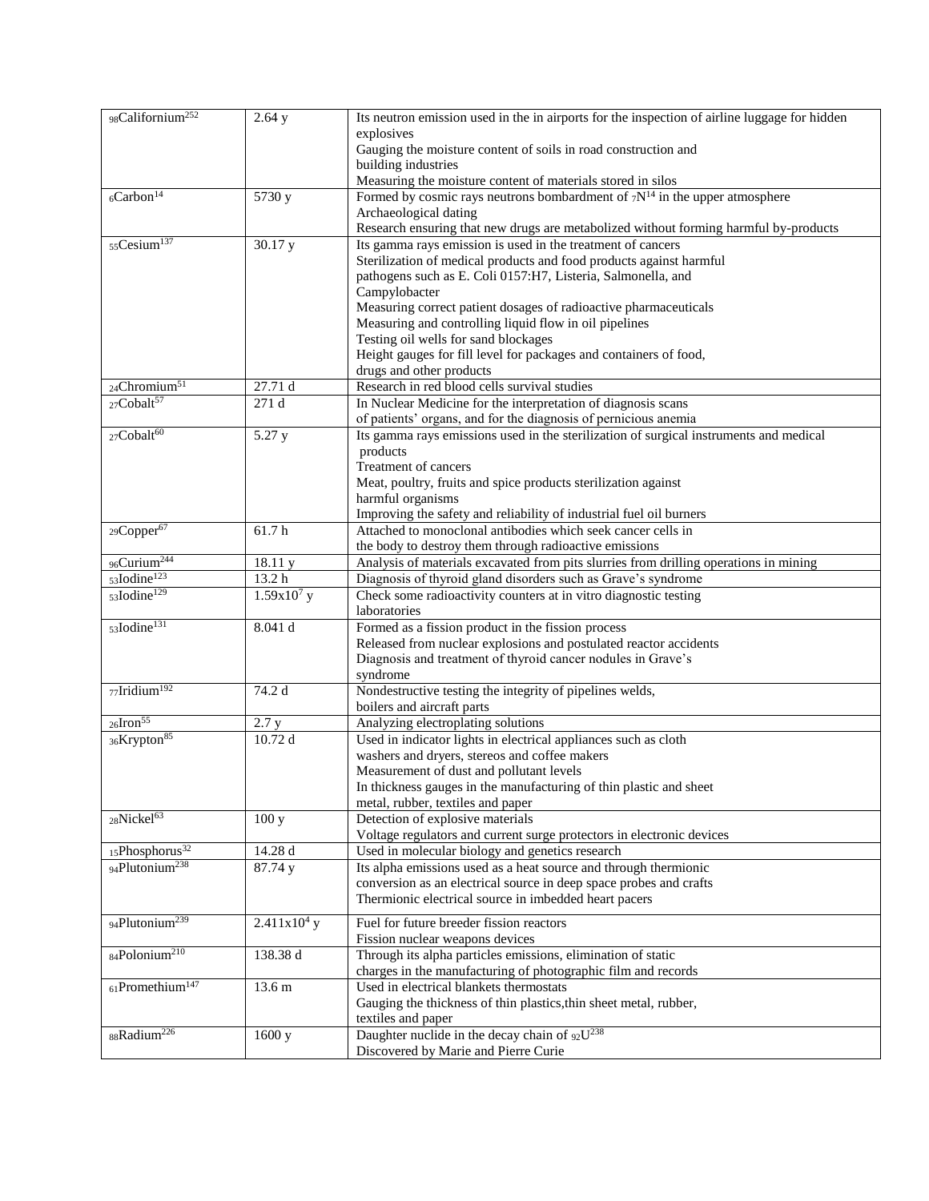| | | |
|---|---|---|
| $_{98}$Californium$^{252}$ | 2.64 y | Its neutron emission used in the in airports for the inspection of airline luggage for hidden explosives<br>Gauging the moisture content of soils in road construction and building industries<br>Measuring the moisture content of materials stored in silos |
| $_{6}$Carbon$^{14}$ | 5730 y | Formed by cosmic rays neutrons bombardment of $_{7}N^{14}$ in the upper atmosphere<br>Archaeological dating<br>Research ensuring that new drugs are metabolized without forming harmful by-products |
| $_{55}$Cesium$^{137}$ | 30.17 y | Its gamma rays emission is used in the treatment of cancers<br>Sterilization of medical products and food products against harmful pathogens such as E. Coli 0157:H7, Listeria, Salmonella, and Campylobacter<br>Measuring correct patient dosages of radioactive pharmaceuticals<br>Measuring and controlling liquid flow in oil pipelines<br>Testing oil wells for sand blockages<br>Height gauges for fill level for packages and containers of food, drugs and other products |
| $_{24}$Chromium$^{51}$ | 27.71 d | Research in red blood cells survival studies |
| $_{27}$Cobalt$^{57}$ | 271 d | In Nuclear Medicine for the interpretation of diagnosis scans of patients' organs, and for the diagnosis of pernicious anemia |
| $_{27}$Cobalt$^{60}$ | 5.27 y | Its gamma rays emissions used in the sterilization of surgical instruments and medical products<br>Treatment of cancers<br>Meat, poultry, fruits and spice products sterilization against harmful organisms<br>Improving the safety and reliability of industrial fuel oil burners |
| $_{29}$Copper$^{67}$ | 61.7 h | Attached to monoclonal antibodies which seek cancer cells in the body to destroy them through radioactive emissions |
| $_{96}$Curium$^{244}$ | 18.11 y | Analysis of materials excavated from pits slurries from drilling operations in mining |
| $_{53}$Iodine$^{123}$ | 13.2 h | Diagnosis of thyroid gland disorders such as Grave's syndrome |
| $_{53}$Iodine$^{129}$ | $1.59 \times 10^{7}$ y | Check some radioactivity counters at in vitro diagnostic testing laboratories |
| $_{53}$Iodine$^{131}$ | 8.041 d | Formed as a fission product in the fission process<br>Released from nuclear explosions and postulated reactor accidents<br>Diagnosis and treatment of thyroid cancer nodules in Grave's syndrome |
| $_{77}$Iridium$^{192}$ | 74.2 d | Nondestructive testing the integrity of pipelines welds, boilers and aircraft parts |
| $_{26}$Iron$^{55}$ | 2.7 y | Analyzing electroplating solutions |
| $_{36}$Krypton$^{85}$ | 10.72 d | Used in indicator lights in electrical appliances such as cloth washers and dryers, stereos and coffee makers<br>Measurement of dust and pollutant levels<br>In thickness gauges in the manufacturing of thin plastic and sheet metal, rubber, textiles and paper |
| $_{28}$Nickel$^{63}$ | 100 y | Detection of explosive materials<br>Voltage regulators and current surge protectors in electronic devices |
| $_{15}$Phosphorus$^{32}$ | 14.28 d | Used in molecular biology and genetics research |
| $_{94}$Plutonium$^{238}$ | 87.74 y | Its alpha emissions used as a heat source and through thermionic conversion as an electrical source in deep space probes and crafts<br>Thermionic electrical source in imbedded heart pacers |
| $_{94}$Plutonium$^{239}$ | $2.411 \times 10^{4}$ y | Fuel for future breeder fission reactors<br>Fission nuclear weapons devices |
| $_{84}$Polonium$^{210}$ | 138.38 d | Through its alpha particles emissions, elimination of static charges in the manufacturing of photographic film and records |
| $_{61}$Promethium$^{147}$ | 13.6 m | Used in electrical blankets thermostats<br>Gauging the thickness of thin plastics,thin sheet metal, rubber, textiles and paper |
| $_{88}$Radium$^{226}$ | 1600 y | Daughter nuclide in the decay chain of $_{92}U^{238}$<br>Discovered by Marie and Pierre Curie |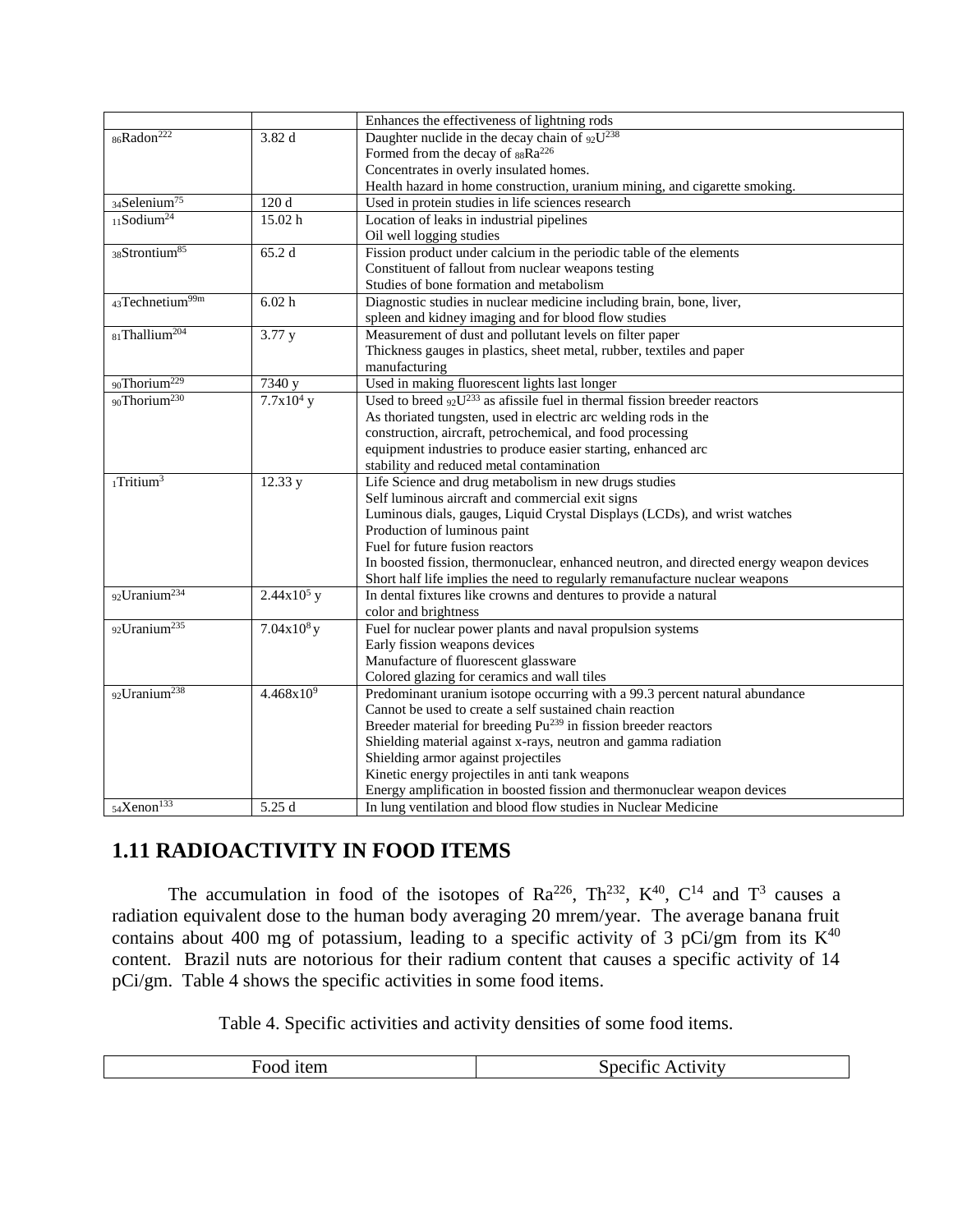| | | |
|---|---|---|
| | | Enhances the effectiveness of lightning rods |
| $_{86}$Radon$^{222}$ | 3.82 d | Daughter nuclide in the decay chain of $_{92}$U$^{238}$<br>Formed from the decay of $_{88}$Ra$^{226}$<br>Concentrates in overly insulated homes.<br>Health hazard in home construction, uranium mining, and cigarette smoking. |
| $_{34}$Selenium$^{75}$ | 120 d | Used in protein studies in life sciences research |
| $_{11}$Sodium$^{24}$ | 15.02 h | Location of leaks in industrial pipelines<br>Oil well logging studies |
| $_{38}$Strontium$^{85}$ | 65.2 d | Fission product under calcium in the periodic table of the elements<br>Constituent of fallout from nuclear weapons testing<br>Studies of bone formation and metabolism |
| $_{43}$Technetium$^{99m}$ | 6.02 h | Diagnostic studies in nuclear medicine including brain, bone, liver, spleen and kidney imaging and for blood flow studies |
| $_{81}$Thallium$^{204}$ | 3.77 y | Measurement of dust and pollutant levels on filter paper<br>Thickness gauges in plastics, sheet metal, rubber, textiles and paper manufacturing |
| $_{90}$Thorium$^{229}$ | 7340 y | Used in making fluorescent lights last longer |
| $_{90}$Thorium$^{230}$ | $7.7\text{x}10^4$ y | Used to breed $_{92}$U$^{233}$ as afissile fuel in thermal fission breeder reactors<br>As thoriated tungsten, used in electric arc welding rods in the construction, aircraft, petrochemical, and food processing equipment industries to produce easier starting, enhanced arc stability and reduced metal contamination |
| $_{1}$Tritium$^{3}$ | 12.33 y | Life Science and drug metabolism in new drugs studies<br>Self luminous aircraft and commercial exit signs<br>Luminous dials, gauges, Liquid Crystal Displays (LCDs), and wrist watches<br>Production of luminous paint<br>Fuel for future fusion reactors<br>In boosted fission, thermonuclear, enhanced neutron, and directed energy weapon devices<br>Short half life implies the need to regularly remanufacture nuclear weapons |
| $_{92}$Uranium$^{234}$ | $2.44\text{x}10^5$ y | In dental fixtures like crowns and dentures to provide a natural color and brightness |
| $_{92}$Uranium$^{235}$ | $7.04\text{x}10^8$ y | Fuel for nuclear power plants and naval propulsion systems<br>Early fission weapons devices<br>Manufacture of fluorescent glassware<br>Colored glazing for ceramics and wall tiles |
| $_{92}$Uranium$^{238}$ | $4.468\text{x}10^9$ | Predominant uranium isotope occurring with a 99.3 percent natural abundance<br>Cannot be used to create a self sustained chain reaction<br>Breeder material for breeding Pu$^{239}$ in fission breeder reactors<br>Shielding material against x-rays, neutron and gamma radiation<br>Shielding armor against projectiles<br>Kinetic energy projectiles in anti tank weapons<br>Energy amplification in boosted fission and thermonuclear weapon devices |
| $_{54}$Xenon$^{133}$ | 5.25 d | In lung ventilation and blood flow studies in Nuclear Medicine |

## 1.11 RADIOACTIVITY IN FOOD ITEMS

The accumulation in food of the isotopes of Ra$^{226}$, Th$^{232}$, K$^{40}$, C$^{14}$ and T$^{3}$ causes a radiation equivalent dose to the human body averaging 20 mrem/year. The average banana fruit contains about 400 mg of potassium, leading to a specific activity of 3 pCi/gm from its K$^{40}$ content. Brazil nuts are notorious for their radium content that causes a specific activity of 14 pCi/gm. Table 4 shows the specific activities in some food items.

Table 4. Specific activities and activity densities of some food items.

| Food item | Specific Activity |
|---|---|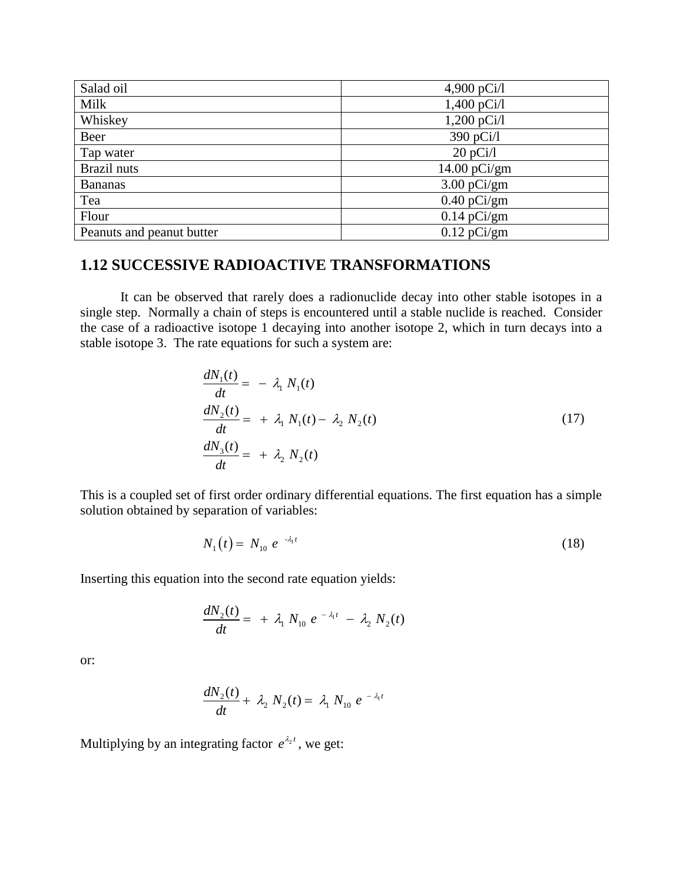| Salad oil | 4,900 pCi/l |
|---|---|
| Milk | 1,400 pCi/l |
| Whiskey | 1,200 pCi/l |
| Beer | 390 pCi/l |
| Tap water | 20 pCi/l |
| Brazil nuts | 14.00 pCi/gm |
| Bananas | 3.00 pCi/gm |
| Tea | 0.40 pCi/gm |
| Flour | 0.14 pCi/gm |
| Peanuts and peanut butter | 0.12 pCi/gm |

## 1.12 SUCCESSIVE RADIOACTIVE TRANSFORMATIONS

It can be observed that rarely does a radionuclide decay into other stable isotopes in a single step. Normally a chain of steps is encountered until a stable nuclide is reached. Consider the case of a radioactive isotope 1 decaying into another isotope 2, which in turn decays into a stable isotope 3. The rate equations for such a system are:

$$\begin{aligned}
\frac{dN_1(t)}{dt} &= -\lambda_1 N_1(t) \\
\frac{dN_2(t)}{dt} &= +\lambda_1 N_1(t) - \lambda_2 N_2(t) \\
\frac{dN_3(t)}{dt} &= +\lambda_2 N_2(t)
\end{aligned} \tag{17}$$

This is a coupled set of first order ordinary differential equations. The first equation has a simple solution obtained by separation of variables:

$$N_1(t) = N_{10}\, e^{-\lambda_1 t} \tag{18}$$

Inserting this equation into the second rate equation yields:

$$\frac{dN_2(t)}{dt} = +\lambda_1 N_{10}\, e^{-\lambda_1 t} - \lambda_2 N_2(t)$$

or:

$$\frac{dN_2(t)}{dt} + \lambda_2 N_2(t) = \lambda_1 N_{10}\, e^{-\lambda_1 t}$$

Multiplying by an integrating factor $e^{\lambda_2 t}$, we get: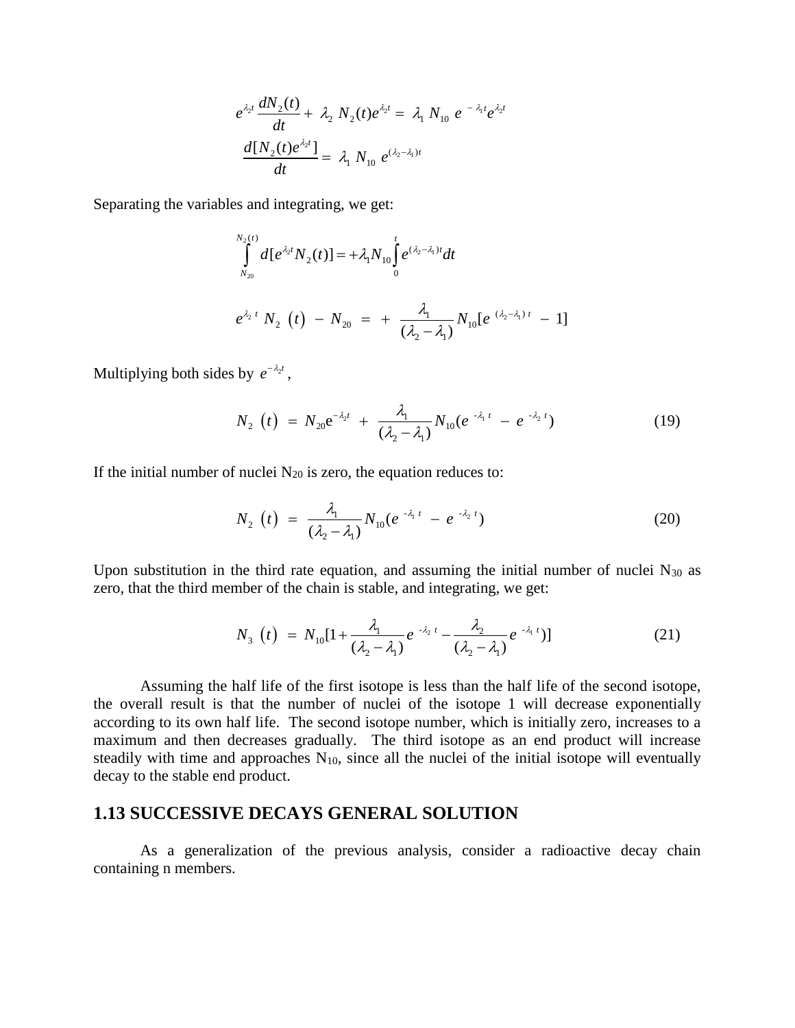$$e^{\lambda_2 t}\frac{dN_2(t)}{dt} + \lambda_2 \ N_2(t)e^{\lambda_2 t} = \lambda_1 \ N_{10} \ e^{-\lambda_1 t}e^{\lambda_2 t}$$

$$\frac{d[N_2(t)e^{\lambda_2 t}]}{dt} = \lambda_1 \ N_{10} \ e^{(\lambda_2 - \lambda_1)t}$$

Separating the variables and integrating, we get:

$$\int_{N_{20}}^{N_2(t)} d[e^{\lambda_2 t}N_2(t)] = +\lambda_1 N_{10}\int_0^t e^{(\lambda_2-\lambda_1)t}dt$$

$$e^{\lambda_2 t} \ N_2 \ (t) \ - \ N_{20} \ = \ + \ \frac{\lambda_1}{(\lambda_2-\lambda_1)}N_{10}[e^{\ (\lambda_2-\lambda_1)\, t} \ - \ 1]$$

Multiplying both sides by $e^{-\lambda_2 t}$,

$$N_2 \ (t) \ = \ N_{20}e^{-\lambda_2 t} \ + \ \frac{\lambda_1}{(\lambda_2-\lambda_1)}N_{10}(e^{\ -\lambda_1 t} \ - \ e^{\ -\lambda_2 t}) \tag{19}$$

If the initial number of nuclei $N_{20}$ is zero, the equation reduces to:

$$N_2 \ (t) \ = \ \frac{\lambda_1}{(\lambda_2-\lambda_1)}N_{10}(e^{\ -\lambda_1 t} \ - \ e^{\ -\lambda_2 t}) \tag{20}$$

Upon substitution in the third rate equation, and assuming the initial number of nuclei $N_{30}$ as zero, that the third member of the chain is stable, and integrating, we get:

$$N_3 \ (t) \ = \ N_{10}[1+\frac{\lambda_1}{(\lambda_2-\lambda_1)}e^{\ -\lambda_2 t} - \frac{\lambda_2}{(\lambda_2-\lambda_1)}e^{\ -\lambda_1 t})] \tag{21}$$

Assuming the half life of the first isotope is less than the half life of the second isotope, the overall result is that the number of nuclei of the isotope 1 will decrease exponentially according to its own half life. The second isotope number, which is initially zero, increases to a maximum and then decreases gradually. The third isotope as an end product will increase steadily with time and approaches $N_{10}$, since all the nuclei of the initial isotope will eventually decay to the stable end product.

## 1.13 SUCCESSIVE DECAYS GENERAL SOLUTION

As a generalization of the previous analysis, consider a radioactive decay chain containing n members.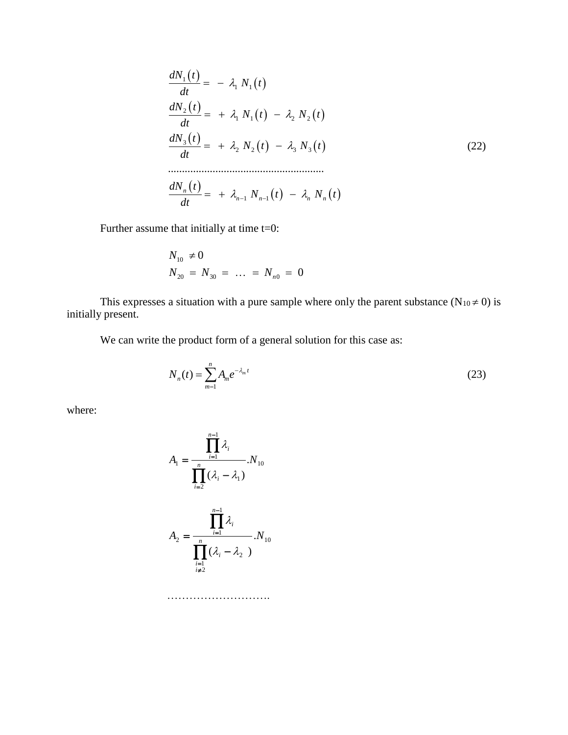$$
\begin{aligned}
\frac{dN_1(t)}{dt} &= -\lambda_1 N_1(t) \\
\frac{dN_2(t)}{dt} &= +\lambda_1 N_1(t) - \lambda_2 N_2(t) \\
\frac{dN_3(t)}{dt} &= +\lambda_2 N_2(t) - \lambda_3 N_3(t) \\
&\cdots\cdots\cdots\cdots\cdots\cdots \\
\frac{dN_n(t)}{dt} &= +\lambda_{n-1} N_{n-1}(t) - \lambda_n N_n(t)
\end{aligned}
\tag{22}
$$

Further assume that initially at time t=0:

$$
\begin{aligned}
&N_{10} \neq 0 \\
&N_{20} = N_{30} = \ldots = N_{n0} = 0
\end{aligned}
$$

This expresses a situation with a pure sample where only the parent substance ($N_{10} \neq 0$) is initially present.

We can write the product form of a general solution for this case as:

$$
N_n(t) = \sum_{m=1}^{n} A_m e^{-\lambda_m t} \tag{23}
$$

where:

$$
A_1 = \frac{\prod_{i=1}^{n-1} \lambda_i}{\prod_{i=2}^{n} (\lambda_i - \lambda_1)} . N_{10}
$$

$$
A_2 = \frac{\prod_{i=1}^{n-1} \lambda_i}{\prod_{\substack{i=1 \\ i \neq 2}}^{n} (\lambda_i - \lambda_2)} . N_{10}
$$

$$
\ldots\ldots\ldots\ldots\ldots\ldots\ldots\ldots
$$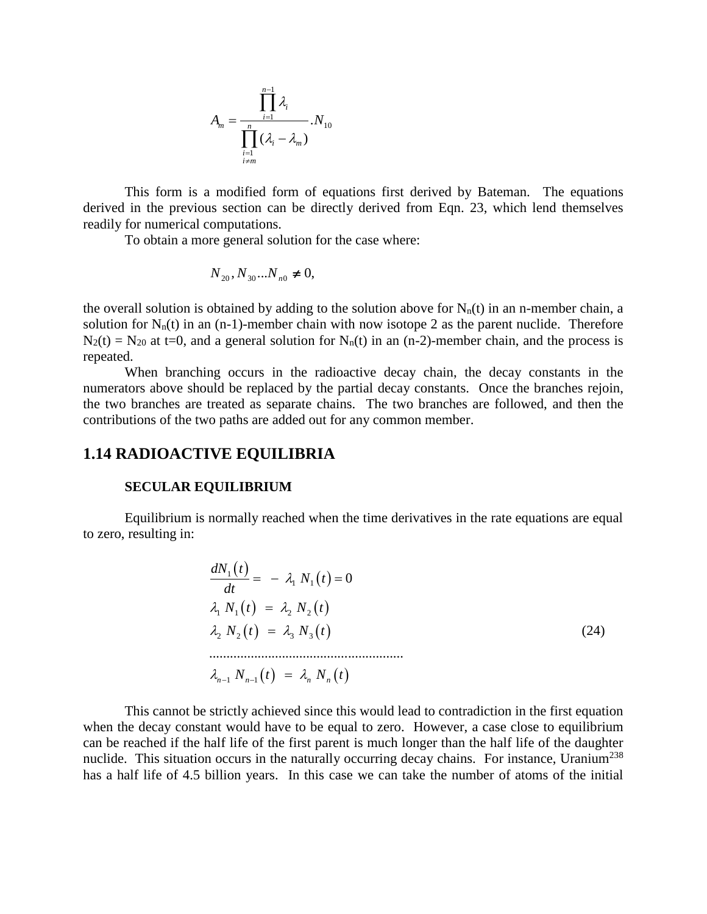$$A_m = \frac{\prod_{i=1}^{n-1} \lambda_i}{\prod_{\substack{i=1 \\ i \neq m}}^{n} (\lambda_i - \lambda_m)} . N_{10}$$

This form is a modified form of equations first derived by Bateman. The equations derived in the previous section can be directly derived from Eqn. 23, which lend themselves readily for numerical computations.

To obtain a more general solution for the case where:

$$N_{20}, N_{30} ... N_{n0} \neq 0,$$

the overall solution is obtained by adding to the solution above for $N_n(t)$ in an n-member chain, a solution for $N_n(t)$ in an (n-1)-member chain with now isotope 2 as the parent nuclide. Therefore $N_2(t) = N_{20}$ at t=0, and a general solution for $N_n(t)$ in an (n-2)-member chain, and the process is repeated.

When branching occurs in the radioactive decay chain, the decay constants in the numerators above should be replaced by the partial decay constants. Once the branches rejoin, the two branches are treated as separate chains. The two branches are followed, and then the contributions of the two paths are added out for any common member.

## 1.14 RADIOACTIVE EQUILIBRIA

### SECULAR EQUILIBRIUM

Equilibrium is normally reached when the time derivatives in the rate equations are equal to zero, resulting in:

$$\begin{aligned}
&\frac{dN_1(t)}{dt} = -\lambda_1 N_1(t) = 0 \\
&\lambda_1 N_1(t) = \lambda_2 N_2(t) \\
&\lambda_2 N_2(t) = \lambda_3 N_3(t) \\
&\ldots\ldots\ldots\ldots\ldots\ldots\ldots\ldots \\
&\lambda_{n-1} N_{n-1}(t) = \lambda_n N_n(t)
\end{aligned} \tag{24}$$

This cannot be strictly achieved since this would lead to contradiction in the first equation when the decay constant would have to be equal to zero. However, a case close to equilibrium can be reached if the half life of the first parent is much longer than the half life of the daughter nuclide. This situation occurs in the naturally occurring decay chains. For instance, $Uranium^{238}$ has a half life of 4.5 billion years. In this case we can take the number of atoms of the initial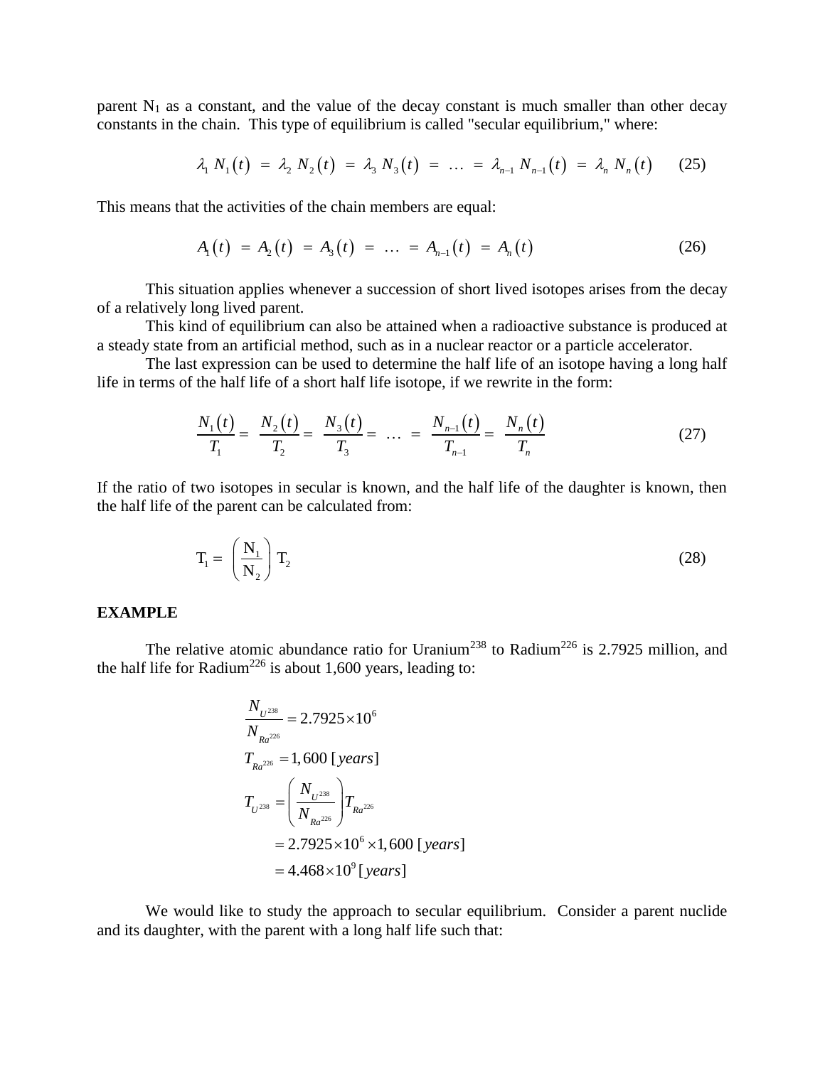parent $N_1$ as a constant, and the value of the decay constant is much smaller than other decay constants in the chain. This type of equilibrium is called "secular equilibrium," where:

$$\lambda_1 N_1(t) = \lambda_2 N_2(t) = \lambda_3 N_3(t) = \ldots = \lambda_{n-1} N_{n-1}(t) = \lambda_n N_n(t) \qquad (25)$$

This means that the activities of the chain members are equal:

$$A_1(t) = A_2(t) = A_3(t) = \ldots = A_{n-1}(t) = A_n(t) \qquad (26)$$

This situation applies whenever a succession of short lived isotopes arises from the decay of a relatively long lived parent.

This kind of equilibrium can also be attained when a radioactive substance is produced at a steady state from an artificial method, such as in a nuclear reactor or a particle accelerator.

The last expression can be used to determine the half life of an isotope having a long half life in terms of the half life of a short half life isotope, if we rewrite in the form:

$$\frac{N_1(t)}{T_1} = \frac{N_2(t)}{T_2} = \frac{N_3(t)}{T_3} = \ldots = \frac{N_{n-1}(t)}{T_{n-1}} = \frac{N_n(t)}{T_n} \qquad (27)$$

If the ratio of two isotopes in secular is known, and the half life of the daughter is known, then the half life of the parent can be calculated from:

$$T_1 = \left(\frac{N_1}{N_2}\right) T_2 \qquad (28)$$

**EXAMPLE**

The relative atomic abundance ratio for Uranium$^{238}$ to Radium$^{226}$ is 2.7925 million, and the half life for Radium$^{226}$ is about 1,600 years, leading to:

$$\begin{aligned}
\frac{N_{U^{238}}}{N_{Ra^{226}}} &= 2.7925\times10^6 \\
T_{Ra^{226}} &= 1,600 \, [years] \\
T_{U^{238}} &= \left(\frac{N_{U^{238}}}{N_{Ra^{226}}}\right) T_{Ra^{226}} \\
&= 2.7925\times10^6 \times 1,600 \, [years] \\
&= 4.468\times10^9 \, [years]
\end{aligned}$$

We would like to study the approach to secular equilibrium. Consider a parent nuclide and its daughter, with the parent with a long half life such that: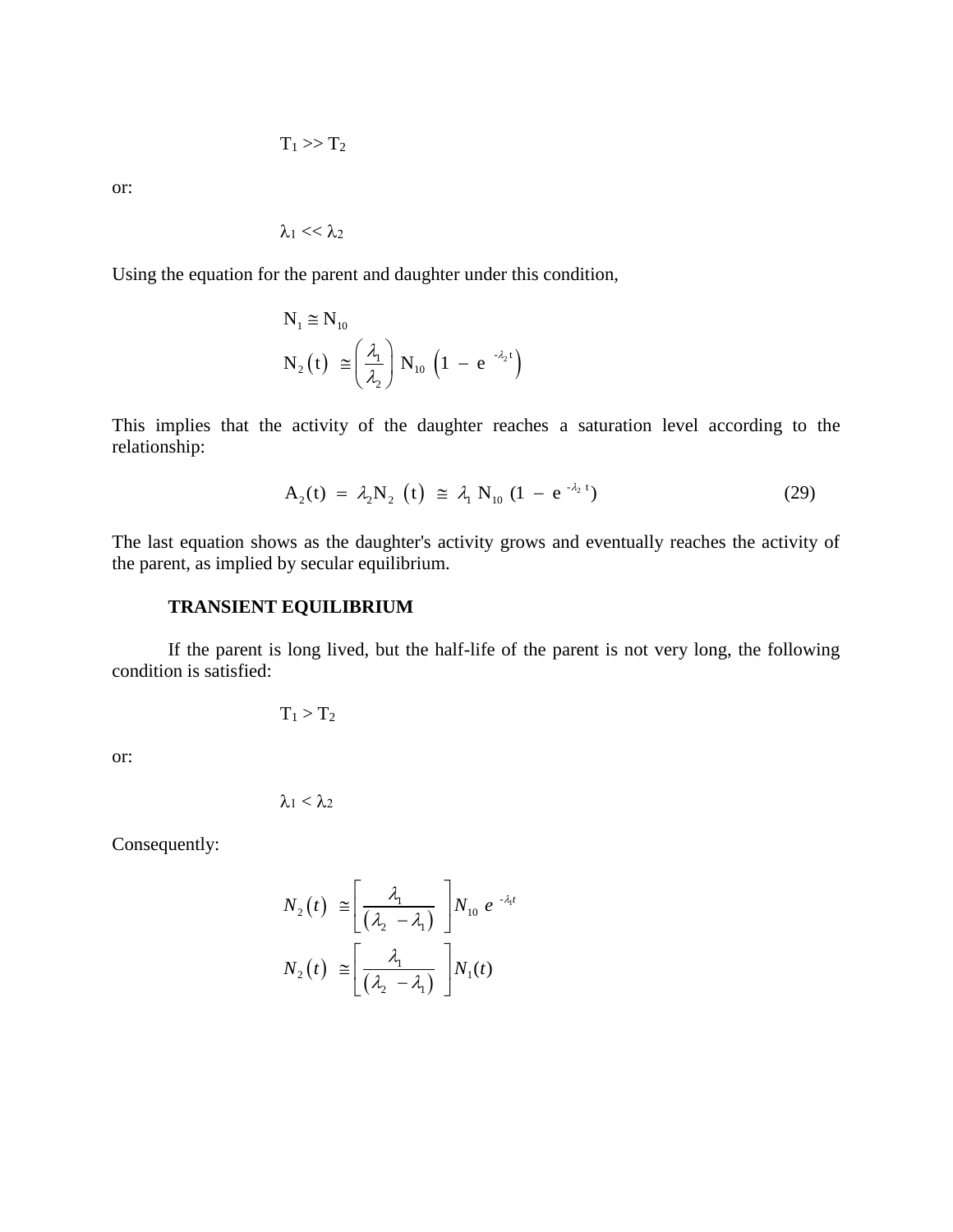$$T_1 >> T_2$$

or:

$$\lambda_1 << \lambda_2$$

Using the equation for the parent and daughter under this condition,

$$N_1 \cong N_{10}$$

$$N_2(t) \cong \left(\frac{\lambda_1}{\lambda_2}\right) N_{10} \left(1 - e^{-\lambda_2 t}\right)$$

This implies that the activity of the daughter reaches a saturation level according to the relationship:

$$A_2(t) = \lambda_2 N_2(t) \cong \lambda_1 N_{10} (1 - e^{-\lambda_2 t}) \tag{29}$$

The last equation shows as the daughter's activity grows and eventually reaches the activity of the parent, as implied by secular equilibrium.

### TRANSIENT EQUILIBRIUM

If the parent is long lived, but the half-life of the parent is not very long, the following condition is satisfied:

$$T_1 > T_2$$

or:

$$\lambda_1 < \lambda_2$$

Consequently:

$$N_2(t) \cong \left[\frac{\lambda_1}{(\lambda_2 - \lambda_1)}\right] N_{10}\, e^{-\lambda_1 t}$$

$$N_2(t) \cong \left[\frac{\lambda_1}{(\lambda_2 - \lambda_1)}\right] N_1(t)$$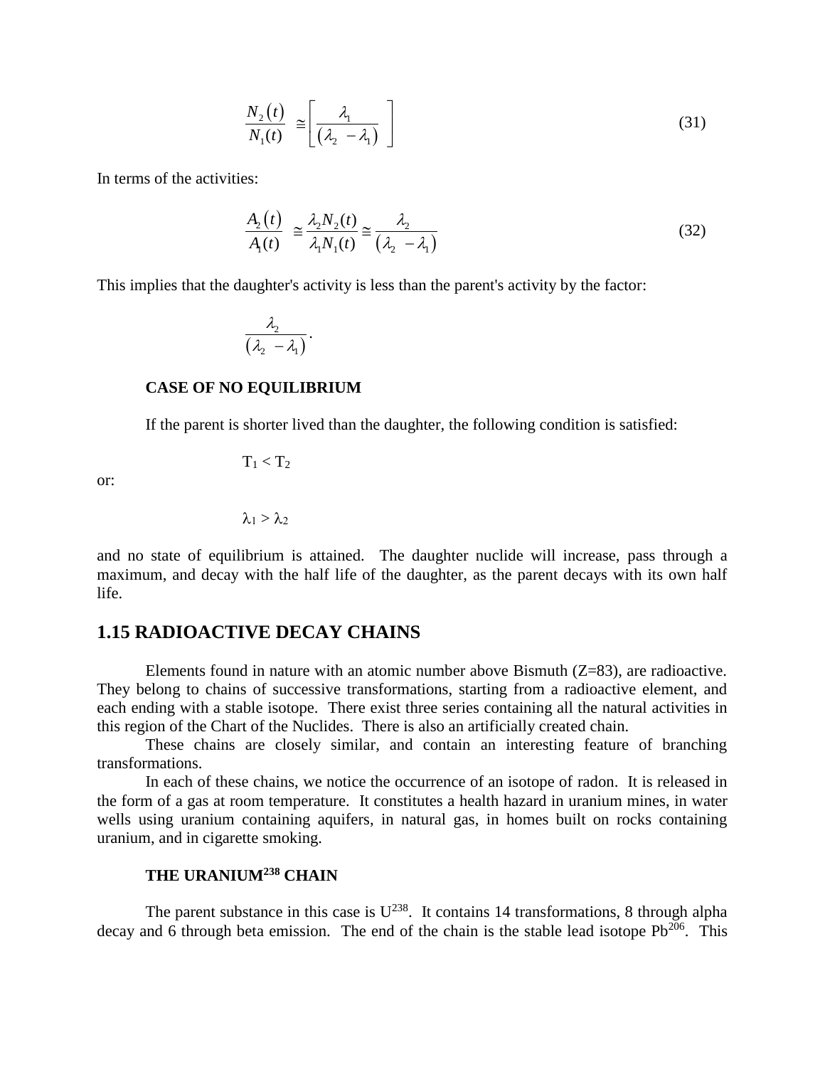$$\frac{N_2(t)}{N_1(t)} \cong \left[\frac{\lambda_1}{(\lambda_2 - \lambda_1)}\right] \tag{31}$$

In terms of the activities:

$$\frac{A_2(t)}{A_1(t)} \cong \frac{\lambda_2 N_2(t)}{\lambda_1 N_1(t)} \cong \frac{\lambda_2}{(\lambda_2 - \lambda_1)} \tag{32}$$

This implies that the daughter's activity is less than the parent's activity by the factor:

$$\frac{\lambda_2}{(\lambda_2 - \lambda_1)}.$$

**CASE OF NO EQUILIBRIUM**

If the parent is shorter lived than the daughter, the following condition is satisfied:

$$T_1 < T_2$$

or:

$$\lambda_1 > \lambda_2$$

and no state of equilibrium is attained. The daughter nuclide will increase, pass through a maximum, and decay with the half life of the daughter, as the parent decays with its own half life.

## 1.15 RADIOACTIVE DECAY CHAINS

Elements found in nature with an atomic number above Bismuth (Z=83), are radioactive. They belong to chains of successive transformations, starting from a radioactive element, and each ending with a stable isotope. There exist three series containing all the natural activities in this region of the Chart of the Nuclides. There is also an artificially created chain.

These chains are closely similar, and contain an interesting feature of branching transformations.

In each of these chains, we notice the occurrence of an isotope of radon. It is released in the form of a gas at room temperature. It constitutes a health hazard in uranium mines, in water wells using uranium containing aquifers, in natural gas, in homes built on rocks containing uranium, and in cigarette smoking.

**THE URANIUM$^{238}$ CHAIN**

The parent substance in this case is $U^{238}$. It contains 14 transformations, 8 through alpha decay and 6 through beta emission. The end of the chain is the stable lead isotope $Pb^{206}$. This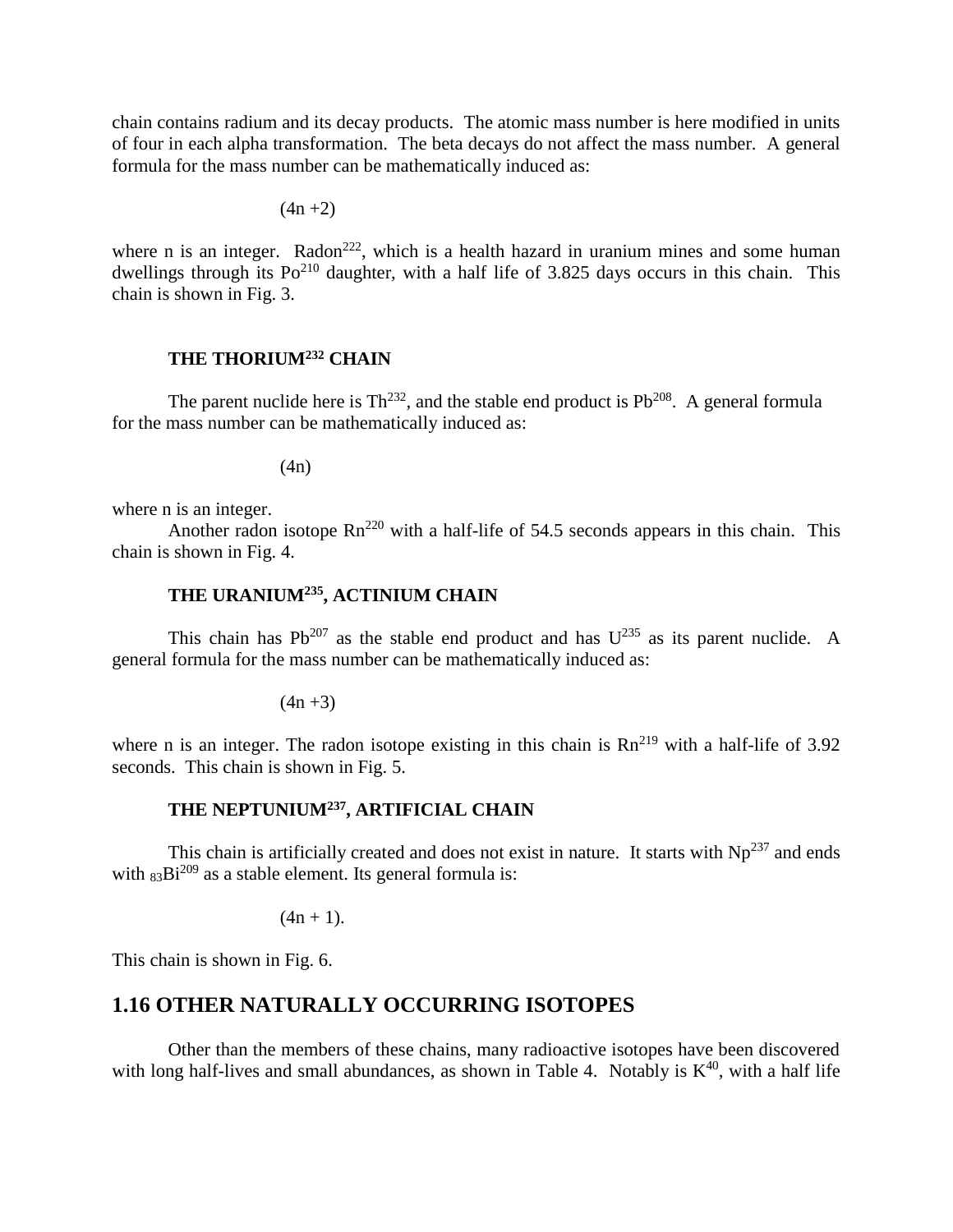chain contains radium and its decay products. The atomic mass number is here modified in units of four in each alpha transformation. The beta decays do not affect the mass number. A general formula for the mass number can be mathematically induced as:

$$(4n + 2)$$

where n is an integer. $Radon^{222}$, which is a health hazard in uranium mines and some human dwellings through its $Po^{210}$ daughter, with a half life of 3.825 days occurs in this chain. This chain is shown in Fig. 3.

### THE THORIUM$^{232}$ CHAIN

The parent nuclide here is $Th^{232}$, and the stable end product is $Pb^{208}$. A general formula for the mass number can be mathematically induced as:

$$(4n)$$

where n is an integer.

Another radon isotope $Rn^{220}$ with a half-life of 54.5 seconds appears in this chain. This chain is shown in Fig. 4.

### THE URANIUM$^{235}$, ACTINIUM CHAIN

This chain has $Pb^{207}$ as the stable end product and has $U^{235}$ as its parent nuclide. A general formula for the mass number can be mathematically induced as:

$$(4n + 3)$$

where n is an integer. The radon isotope existing in this chain is $Rn^{219}$ with a half-life of 3.92 seconds. This chain is shown in Fig. 5.

### THE NEPTUNIUM$^{237}$, ARTIFICIAL CHAIN

This chain is artificially created and does not exist in nature. It starts with $Np^{237}$ and ends with ${}_{83}Bi^{209}$ as a stable element. Its general formula is:

$$(4n + 1).$$

This chain is shown in Fig. 6.

## 1.16 OTHER NATURALLY OCCURRING ISOTOPES

Other than the members of these chains, many radioactive isotopes have been discovered with long half-lives and small abundances, as shown in Table 4. Notably is $K^{40}$, with a half life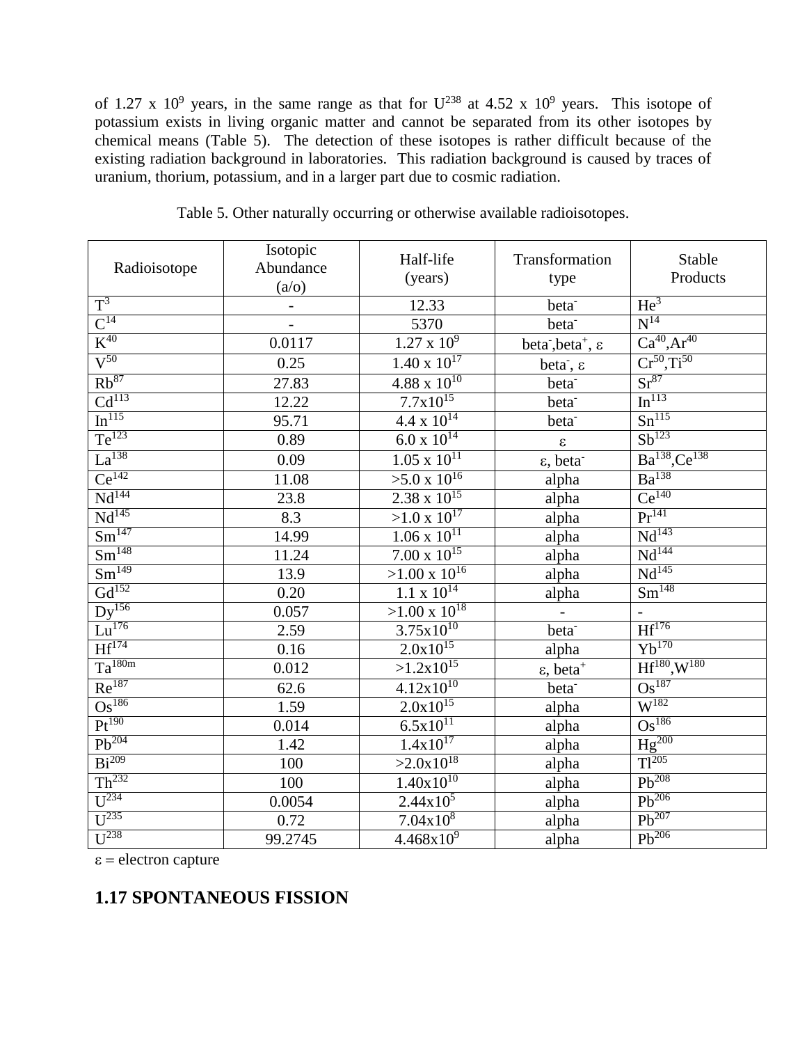of 1.27 x $10^9$ years, in the same range as that for $U^{238}$ at 4.52 x $10^9$ years. This isotope of potassium exists in living organic matter and cannot be separated from its other isotopes by chemical means (Table 5). The detection of these isotopes is rather difficult because of the existing radiation background in laboratories. This radiation background is caused by traces of uranium, thorium, potassium, and in a larger part due to cosmic radiation.

Table 5. Other naturally occurring or otherwise available radioisotopes.

| Radioisotope | Isotopic Abundance (a/o) | Half-life (years) | Transformation type | Stable Products |
|---|---|---|---|---|
| $T^3$ | - | 12.33 | $beta^-$ | $He^3$ |
| $C^{14}$ | - | 5370 | $beta^-$ | $N^{14}$ |
| $K^{40}$ | 0.0117 | 1.27 x $10^9$ | $beta^-$,$beta^+$, $\varepsilon$ | $Ca^{40}$,$Ar^{40}$ |
| $V^{50}$ | 0.25 | 1.40 x $10^{17}$ | $beta^-$, $\varepsilon$ | $Cr^{50}$,$Ti^{50}$ |
| $Rb^{87}$ | 27.83 | 4.88 x $10^{10}$ | $beta^-$ | $Sr^{87}$ |
| $Cd^{113}$ | 12.22 | 7.7x$10^{15}$ | $beta^-$ | $In^{113}$ |
| $In^{115}$ | 95.71 | 4.4 x $10^{14}$ | $beta^-$ | $Sn^{115}$ |
| $Te^{123}$ | 0.89 | 6.0 x $10^{14}$ | $\varepsilon$ | $Sb^{123}$ |
| $La^{138}$ | 0.09 | 1.05 x $10^{11}$ | $\varepsilon$, $beta^-$ | $Ba^{138}$,$Ce^{138}$ |
| $Ce^{142}$ | 11.08 | >5.0 x $10^{16}$ | alpha | $Ba^{138}$ |
| $Nd^{144}$ | 23.8 | 2.38 x $10^{15}$ | alpha | $Ce^{140}$ |
| $Nd^{145}$ | 8.3 | >1.0 x $10^{17}$ | alpha | $Pr^{141}$ |
| $Sm^{147}$ | 14.99 | 1.06 x $10^{11}$ | alpha | $Nd^{143}$ |
| $Sm^{148}$ | 11.24 | 7.00 x $10^{15}$ | alpha | $Nd^{144}$ |
| $Sm^{149}$ | 13.9 | >1.00 x $10^{16}$ | alpha | $Nd^{145}$ |
| $Gd^{152}$ | 0.20 | 1.1 x $10^{14}$ | alpha | $Sm^{148}$ |
| $Dy^{156}$ | 0.057 | >1.00 x $10^{18}$ | - | - |
| $Lu^{176}$ | 2.59 | 3.75x$10^{10}$ | $beta^-$ | $Hf^{176}$ |
| $Hf^{174}$ | 0.16 | 2.0x$10^{15}$ | alpha | $Yb^{170}$ |
| $Ta^{180m}$ | 0.012 | >1.2x$10^{15}$ | $\varepsilon$, $beta^+$ | $Hf^{180}$,$W^{180}$ |
| $Re^{187}$ | 62.6 | 4.12x$10^{10}$ | $beta^-$ | $Os^{187}$ |
| $Os^{186}$ | 1.59 | 2.0x$10^{15}$ | alpha | $W^{182}$ |
| $Pt^{190}$ | 0.014 | 6.5x$10^{11}$ | alpha | $Os^{186}$ |
| $Pb^{204}$ | 1.42 | 1.4x$10^{17}$ | alpha | $Hg^{200}$ |
| $Bi^{209}$ | 100 | >2.0x$10^{18}$ | alpha | $Tl^{205}$ |
| $Th^{232}$ | 100 | 1.40x$10^{10}$ | alpha | $Pb^{208}$ |
| $U^{234}$ | 0.0054 | 2.44x$10^5$ | alpha | $Pb^{206}$ |
| $U^{235}$ | 0.72 | 7.04x$10^8$ | alpha | $Pb^{207}$ |
| $U^{238}$ | 99.2745 | 4.468x$10^9$ | alpha | $Pb^{206}$ |

$\varepsilon$ = electron capture

## 1.17 SPONTANEOUS FISSION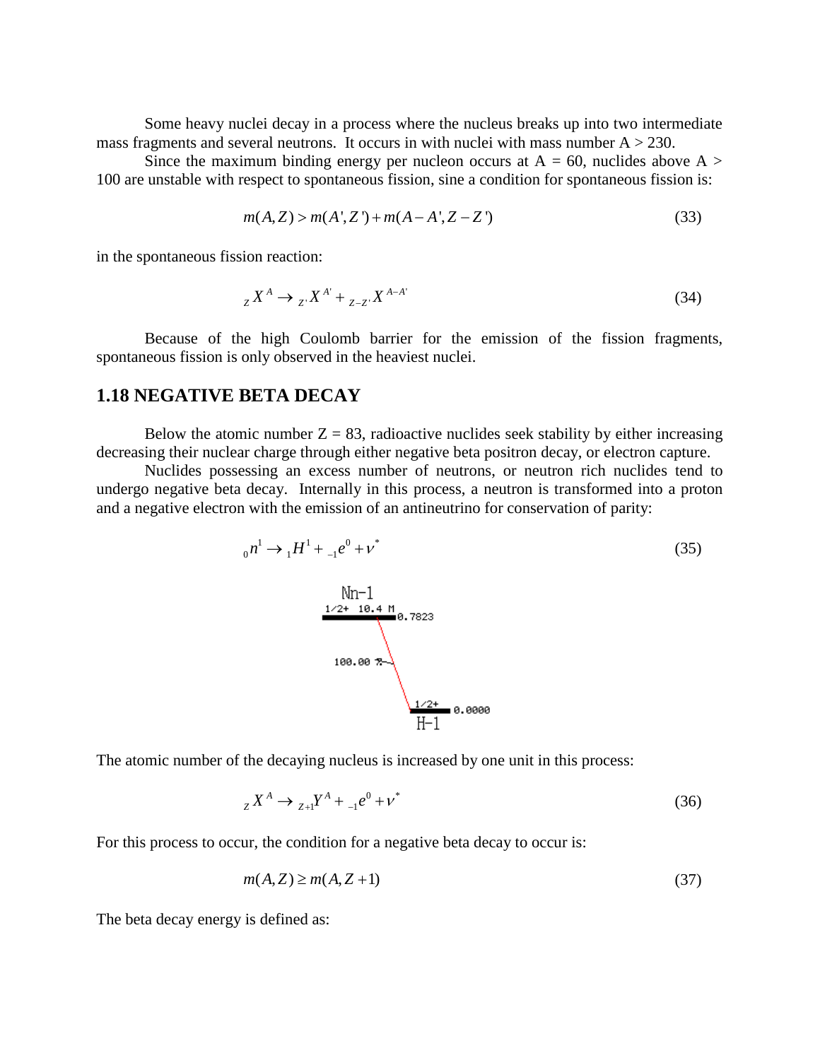Some heavy nuclei decay in a process where the nucleus breaks up into two intermediate mass fragments and several neutrons. It occurs in with nuclei with mass number A > 230.

Since the maximum binding energy per nucleon occurs at A = 60, nuclides above A > 100 are unstable with respect to spontaneous fission, sine a condition for spontaneous fission is:

$$m(A,Z) > m(A',Z') + m(A-A',Z-Z') \tag{33}$$

in the spontaneous fission reaction:

$${}_{Z}X^{A} \rightarrow {}_{Z'}X^{A'} + {}_{Z-Z'}X^{A-A'} \tag{34}$$

Because of the high Coulomb barrier for the emission of the fission fragments, spontaneous fission is only observed in the heaviest nuclei.

## 1.18 NEGATIVE BETA DECAY

Below the atomic number Z = 83, radioactive nuclides seek stability by either increasing decreasing their nuclear charge through either negative beta positron decay, or electron capture.

Nuclides possessing an excess number of neutrons, or neutron rich nuclides tend to undergo negative beta decay. Internally in this process, a neutron is transformed into a proton and a negative electron with the emission of an antineutrino for conservation of parity:

$${}_{0}n^{1} \rightarrow {}_{1}H^{1} + {}_{-1}e^{0} + \nu^{*} \tag{35}$$

Nn-1

1/2+ 10.4 M 0.7823

100.00 %

1/2+ 0.0000

H-1

The atomic number of the decaying nucleus is increased by one unit in this process:

$${}_{Z}X^{A} \rightarrow {}_{Z+1}Y^{A} + {}_{-1}e^{0} + \nu^{*} \tag{36}$$

For this process to occur, the condition for a negative beta decay to occur is:

$$m(A,Z) \geq m(A,Z+1) \tag{37}$$

The beta decay energy is defined as: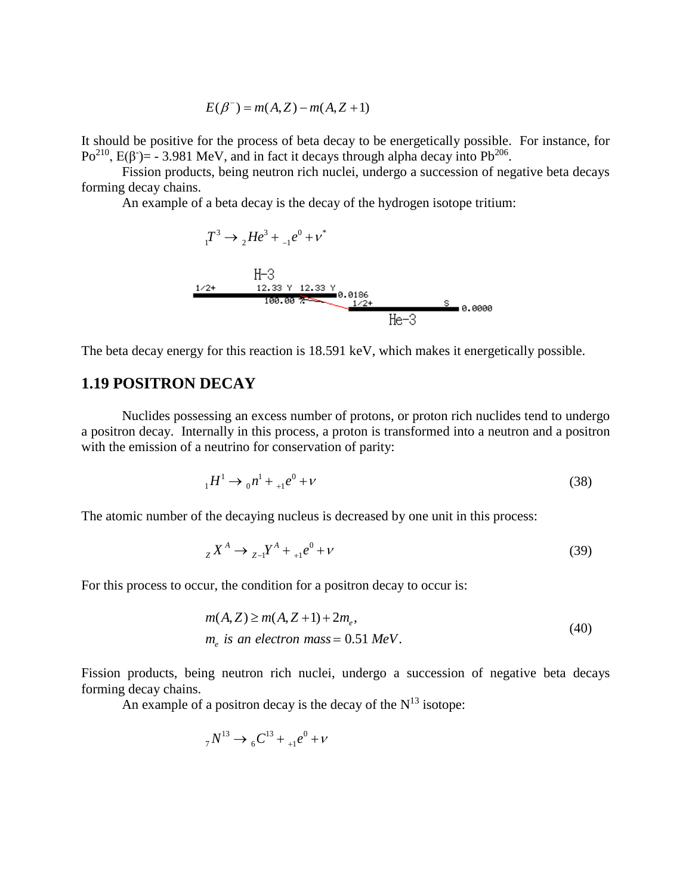$$E(\beta^-) = m(A,Z) - m(A,Z+1)$$

It should be positive for the process of beta decay to be energetically possible. For instance, for $Po^{210}$, $E(\beta^-)$= - 3.981 MeV, and in fact it decays through alpha decay into $Pb^{206}$.

Fission products, being neutron rich nuclei, undergo a succession of negative beta decays forming decay chains.

An example of a beta decay is the decay of the hydrogen isotope tritium:

$${}_1T^3 \rightarrow {}_2He^3 + {}_{-1}e^0 + \nu^*$$

The beta decay energy for this reaction is 18.591 keV, which makes it energetically possible.

## 1.19 POSITRON DECAY

Nuclides possessing an excess number of protons, or proton rich nuclides tend to undergo a positron decay. Internally in this process, a proton is transformed into a neutron and a positron with the emission of a neutrino for conservation of parity:

$${}_1H^1 \rightarrow {}_0n^1 + {}_{+1}e^0 + \nu \tag{38}$$

The atomic number of the decaying nucleus is decreased by one unit in this process:

$${}_ZX^A \rightarrow {}_{Z-1}Y^A + {}_{+1}e^0 + \nu \tag{39}$$

For this process to occur, the condition for a positron decay to occur is:

$$\begin{aligned} &m(A,Z) \geq m(A,Z+1) + 2m_e, \\ &m_e \text{ is an electron mass} = 0.51\ MeV. \end{aligned} \tag{40}$$

Fission products, being neutron rich nuclei, undergo a succession of negative beta decays forming decay chains.

An example of a positron decay is the decay of the $N^{13}$ isotope:

$${}_7N^{13} \rightarrow {}_6C^{13} + {}_{+1}e^0 + \nu$$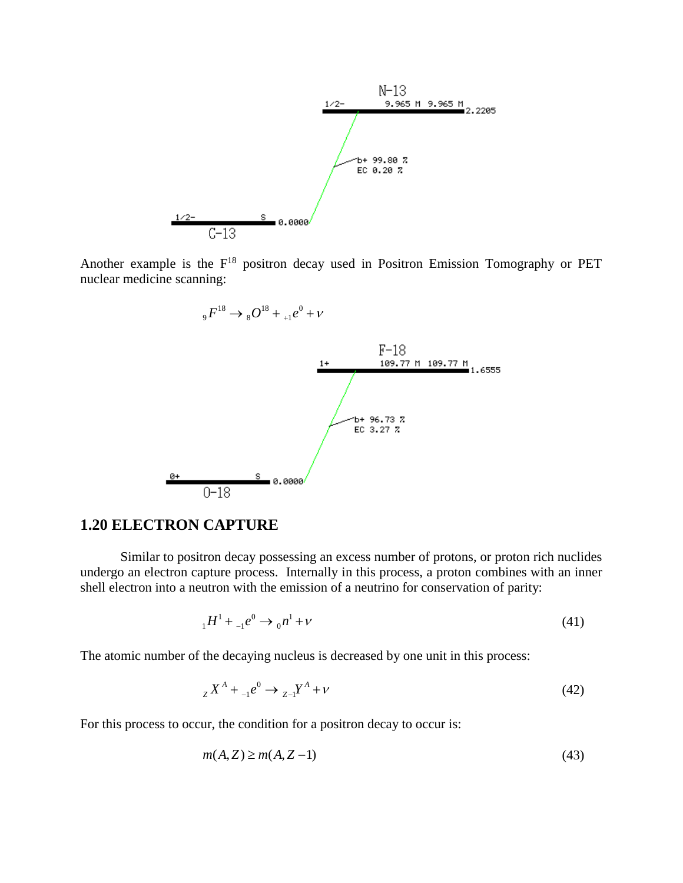N-13

1/2- 9.965 M 9.965 M 2.2205

b+ 99.80 %
EC 0.20 %

1/2- S 0.0000
C-13

Another example is the $F^{18}$ positron decay used in Positron Emission Tomography or PET nuclear medicine scanning:

$$ {}_{9}F^{18} \rightarrow {}_{8}O^{18} + {}_{+1}e^{0} + \nu $$

F-18

1+ 109.77 M 109.77 M 1.6555

b+ 96.73 %
EC 3.27 %

0+ S 0.0000
O-18

## 1.20 ELECTRON CAPTURE

Similar to positron decay possessing an excess number of protons, or proton rich nuclides undergo an electron capture process. Internally in this process, a proton combines with an inner shell electron into a neutron with the emission of a neutrino for conservation of parity:

$$ {}_{1}H^{1} + {}_{-1}e^{0} \rightarrow {}_{0}n^{1} + \nu \tag{41} $$

The atomic number of the decaying nucleus is decreased by one unit in this process:

$$ {}_{Z}X^{A} + {}_{-1}e^{0} \rightarrow {}_{Z-1}Y^{A} + \nu \tag{42} $$

For this process to occur, the condition for a positron decay to occur is:

$$ m(A,Z) \geq m(A,Z-1) \tag{43} $$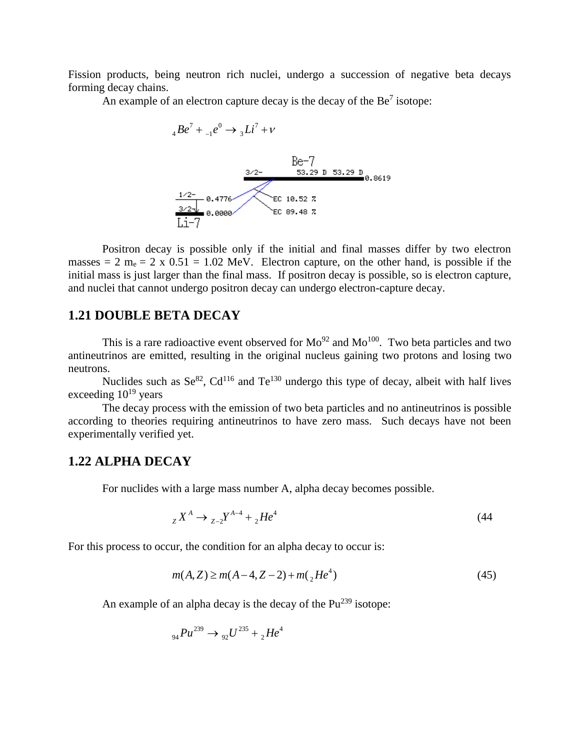Fission products, being neutron rich nuclei, undergo a succession of negative beta decays forming decay chains.

An example of an electron capture decay is the decay of the $Be^7$ isotope:

$$ {}_4Be^7 + {}_{-1}e^0 \rightarrow {}_3Li^7 + \nu $$

Positron decay is possible only if the initial and final masses differ by two electron masses = 2 $m_e$ = 2 x 0.51 = 1.02 MeV. Electron capture, on the other hand, is possible if the initial mass is just larger than the final mass. If positron decay is possible, so is electron capture, and nuclei that cannot undergo positron decay can undergo electron-capture decay.

## 1.21 DOUBLE BETA DECAY

This is a rare radioactive event observed for $Mo^{92}$ and $Mo^{100}$. Two beta particles and two antineutrinos are emitted, resulting in the original nucleus gaining two protons and losing two neutrons.

Nuclides such as $Se^{82}$, $Cd^{116}$ and $Te^{130}$ undergo this type of decay, albeit with half lives exceeding $10^{19}$ years

The decay process with the emission of two beta particles and no antineutrinos is possible according to theories requiring antineutrinos to have zero mass. Such decays have not been experimentally verified yet.

## 1.22 ALPHA DECAY

For nuclides with a large mass number A, alpha decay becomes possible.

$$ {}_ZX^A \rightarrow {}_{Z-2}Y^{A-4} + {}_2He^4 \tag{44} $$

For this process to occur, the condition for an alpha decay to occur is:

$$ m(A,Z) \geq m(A-4, Z-2) + m({}_2He^4) \tag{45} $$

An example of an alpha decay is the decay of the $Pu^{239}$ isotope:

$$ {}_{94}Pu^{239} \rightarrow {}_{92}U^{235} + {}_2He^4 $$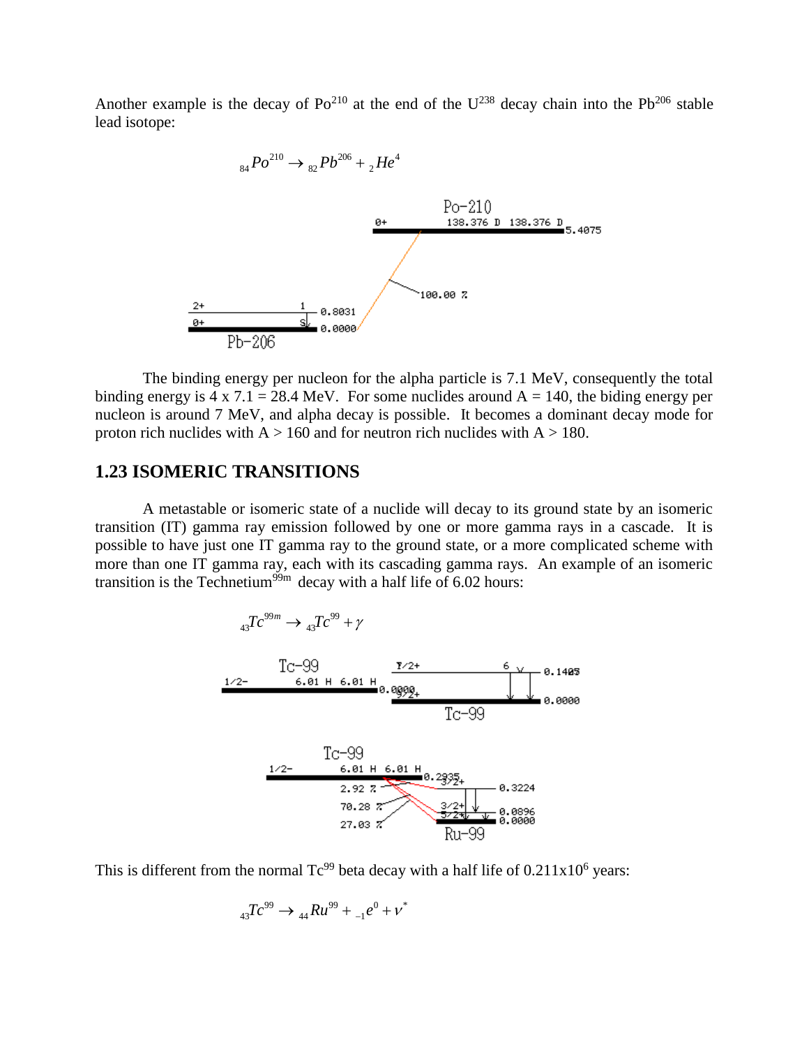Another example is the decay of $Po^{210}$ at the end of the $U^{238}$ decay chain into the $Pb^{206}$ stable lead isotope:

$$_{84}Po^{210} \rightarrow {}_{82}Pb^{206} + {}_{2}He^{4}$$

The binding energy per nucleon for the alpha particle is 7.1 MeV, consequently the total binding energy is 4 x 7.1 = 28.4 MeV. For some nuclides around A = 140, the biding energy per nucleon is around 7 MeV, and alpha decay is possible. It becomes a dominant decay mode for proton rich nuclides with A > 160 and for neutron rich nuclides with A > 180.

## 1.23 ISOMERIC TRANSITIONS

A metastable or isomeric state of a nuclide will decay to its ground state by an isomeric transition (IT) gamma ray emission followed by one or more gamma rays in a cascade. It is possible to have just one IT gamma ray to the ground state, or a more complicated scheme with more than one IT gamma ray, each with its cascading gamma rays. An example of an isomeric transition is the $Technetium^{99m}$ decay with a half life of 6.02 hours:

$$_{43}Tc^{99m} \rightarrow {}_{43}Tc^{99} + \gamma$$

This is different from the normal $Tc^{99}$ beta decay with a half life of $0.211 \times 10^{6}$ years:

$$_{43}Tc^{99} \rightarrow {}_{44}Ru^{99} + {}_{-1}e^{0} + \nu^{*}$$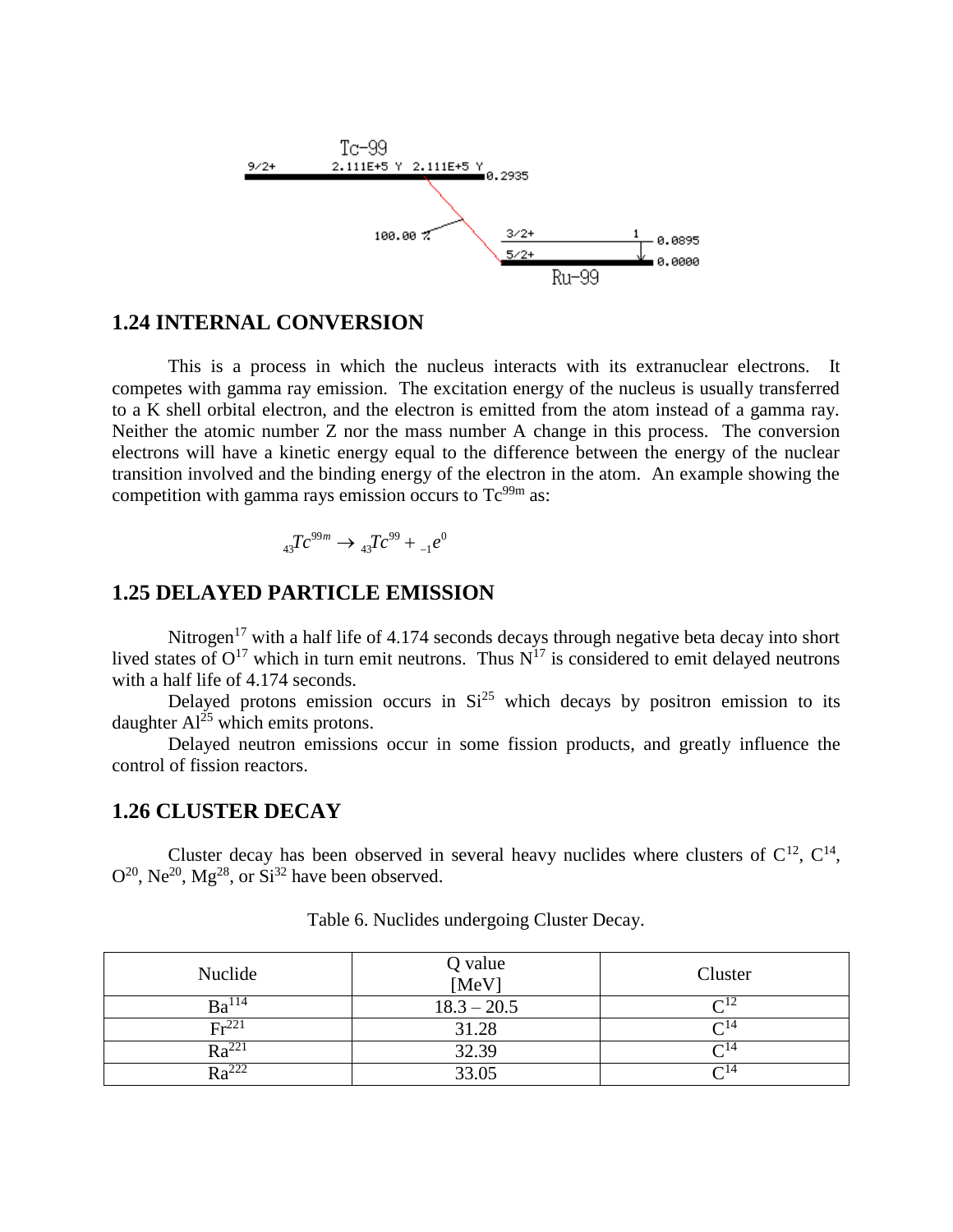## 1.24 INTERNAL CONVERSION

This is a process in which the nucleus interacts with its extranuclear electrons. It competes with gamma ray emission. The excitation energy of the nucleus is usually transferred to a K shell orbital electron, and the electron is emitted from the atom instead of a gamma ray. Neither the atomic number Z nor the mass number A change in this process. The conversion electrons will have a kinetic energy equal to the difference between the energy of the nuclear transition involved and the binding energy of the electron in the atom. An example showing the competition with gamma rays emission occurs to $Tc^{99m}$ as:

$$_{43}Tc^{99m} \rightarrow {}_{43}Tc^{99} + {}_{-1}e^{0}$$

## 1.25 DELAYED PARTICLE EMISSION

Nitrogen$^{17}$ with a half life of 4.174 seconds decays through negative beta decay into short lived states of $O^{17}$ which in turn emit neutrons. Thus $N^{17}$ is considered to emit delayed neutrons with a half life of 4.174 seconds.

Delayed protons emission occurs in $Si^{25}$ which decays by positron emission to its daughter $Al^{25}$ which emits protons.

Delayed neutron emissions occur in some fission products, and greatly influence the control of fission reactors.

## 1.26 CLUSTER DECAY

Cluster decay has been observed in several heavy nuclides where clusters of $C^{12}$, $C^{14}$, $O^{20}$, $Ne^{20}$, $Mg^{28}$, or $Si^{32}$ have been observed.

Table 6. Nuclides undergoing Cluster Decay.

| Nuclide | Q value [MeV] | Cluster |
|---|---|---|
| $Ba^{114}$ | 18.3 – 20.5 | $C^{12}$ |
| $Fr^{221}$ | 31.28 | $C^{14}$ |
| $Ra^{221}$ | 32.39 | $C^{14}$ |
| $Ra^{222}$ | 33.05 | $C^{14}$ |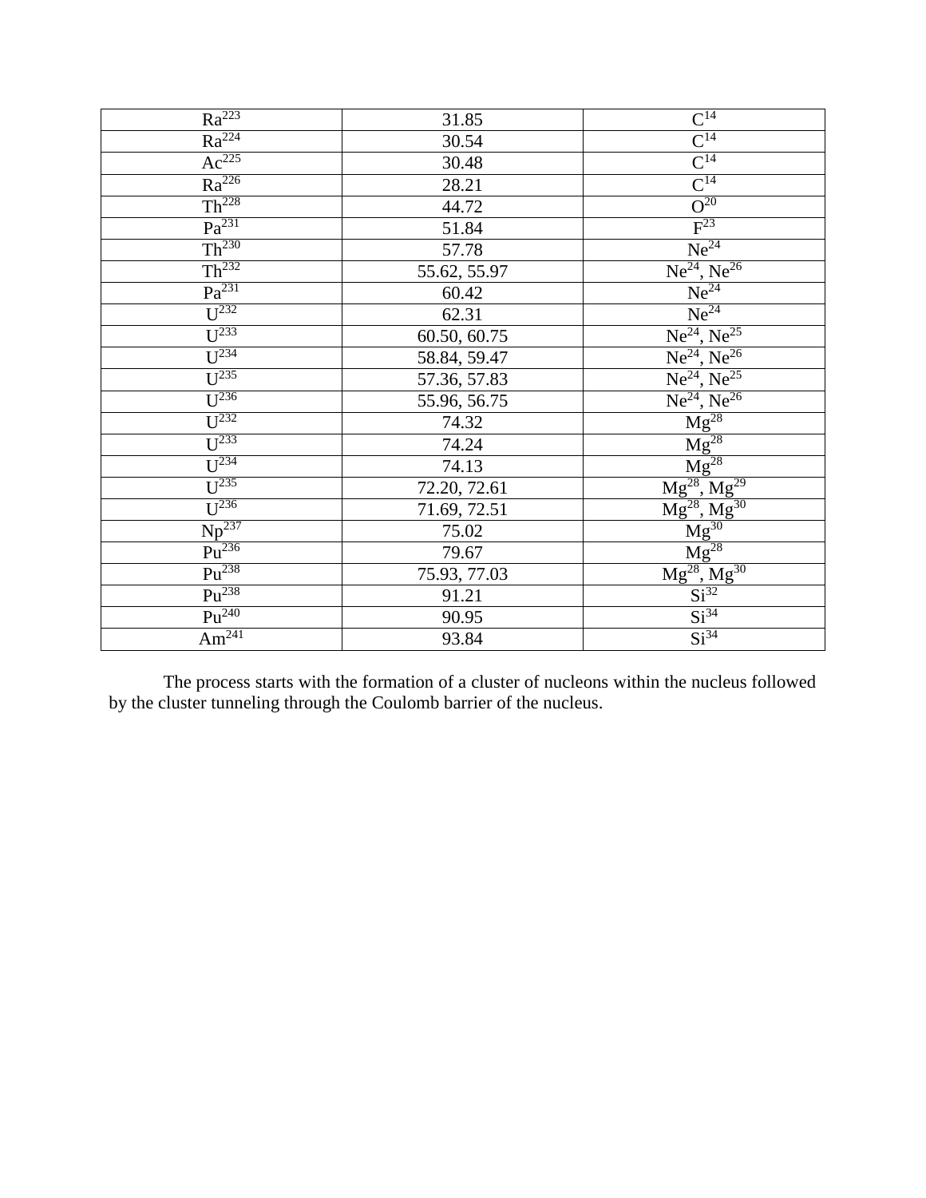| $Ra^{223}$ | 31.85 | $C^{14}$ |
|---|---|---|
| $Ra^{224}$ | 30.54 | $C^{14}$ |
| $Ac^{225}$ | 30.48 | $C^{14}$ |
| $Ra^{226}$ | 28.21 | $C^{14}$ |
| $Th^{228}$ | 44.72 | $O^{20}$ |
| $Pa^{231}$ | 51.84 | $F^{23}$ |
| $Th^{230}$ | 57.78 | $Ne^{24}$ |
| $Th^{232}$ | 55.62, 55.97 | $Ne^{24}$, $Ne^{26}$ |
| $Pa^{231}$ | 60.42 | $Ne^{24}$ |
| $U^{232}$ | 62.31 | $Ne^{24}$ |
| $U^{233}$ | 60.50, 60.75 | $Ne^{24}$, $Ne^{25}$ |
| $U^{234}$ | 58.84, 59.47 | $Ne^{24}$, $Ne^{26}$ |
| $U^{235}$ | 57.36, 57.83 | $Ne^{24}$, $Ne^{25}$ |
| $U^{236}$ | 55.96, 56.75 | $Ne^{24}$, $Ne^{26}$ |
| $U^{232}$ | 74.32 | $Mg^{28}$ |
| $U^{233}$ | 74.24 | $Mg^{28}$ |
| $U^{234}$ | 74.13 | $Mg^{28}$ |
| $U^{235}$ | 72.20, 72.61 | $Mg^{28}$, $Mg^{29}$ |
| $U^{236}$ | 71.69, 72.51 | $Mg^{28}$, $Mg^{30}$ |
| $Np^{237}$ | 75.02 | $Mg^{30}$ |
| $Pu^{236}$ | 79.67 | $Mg^{28}$ |
| $Pu^{238}$ | 75.93, 77.03 | $Mg^{28}$, $Mg^{30}$ |
| $Pu^{238}$ | 91.21 | $Si^{32}$ |
| $Pu^{240}$ | 90.95 | $Si^{34}$ |
| $Am^{241}$ | 93.84 | $Si^{34}$ |

The process starts with the formation of a cluster of nucleons within the nucleus followed by the cluster tunneling through the Coulomb barrier of the nucleus.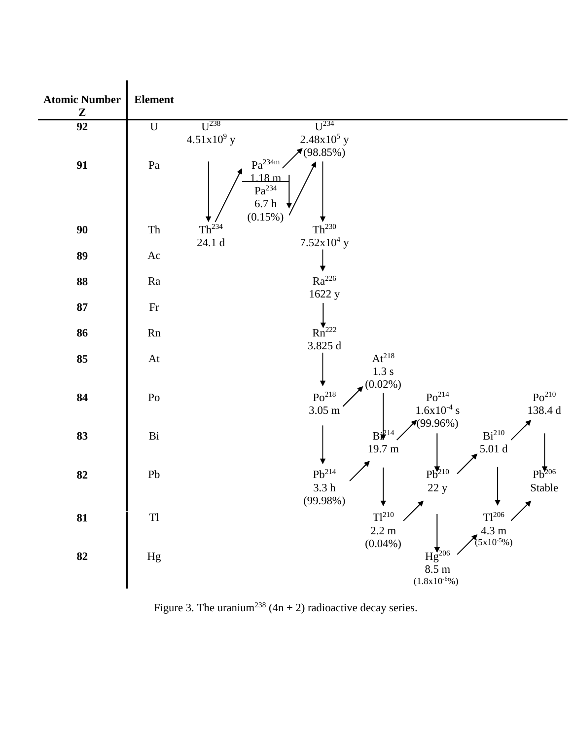| Atomic Number Z | Element | | | | | | | |
|---|---|---|---|---|---|---|---|---|
| **92** | U | $U^{238}$ 4.51x$10^{9}$ y | | $U^{234}$ 2.48x$10^{5}$ y (98.85%) | | | | |
| **91** | Pa | | $Pa^{234m}$ 1.18 m; $Pa^{234}$ 6.7 h (0.15%) | | | | | |
| **90** | Th | $Th^{234}$ 24.1 d | | $Th^{230}$ 7.52x$10^{4}$ y | | | | |
| **89** | Ac | | | | | | | |
| **88** | Ra | | | $Ra^{226}$ 1622 y | | | | |
| **87** | Fr | | | | | | | |
| **86** | Rn | | | $Rn^{222}$ 3.825 d | | | | |
| **85** | At | | | | $At^{218}$ 1.3 s (0.02%) | | | |
| **84** | Po | | | $Po^{218}$ 3.05 m | | $Po^{214}$ 1.6x$10^{-4}$ s (99.96%) | | $Po^{210}$ 138.4 d |
| **83** | Bi | | | | $Bi^{214}$ 19.7 m | | $Bi^{210}$ 5.01 d | |
| **82** | Pb | | | $Pb^{214}$ 3.3 h (99.98%) | | $Pb^{210}$ 22 y | | $Pb^{206}$ Stable |
| **81** | Tl | | | | $Tl^{210}$ 2.2 m (0.04%) | | $Tl^{206}$ 4.3 m (5x$10^{-5}$%) | |
| **82** | Hg | | | | | $Hg^{206}$ 8.5 m (1.8x$10^{-6}$%) | | |

Figure 3. The uranium$^{238}$ (4n + 2) radioactive decay series.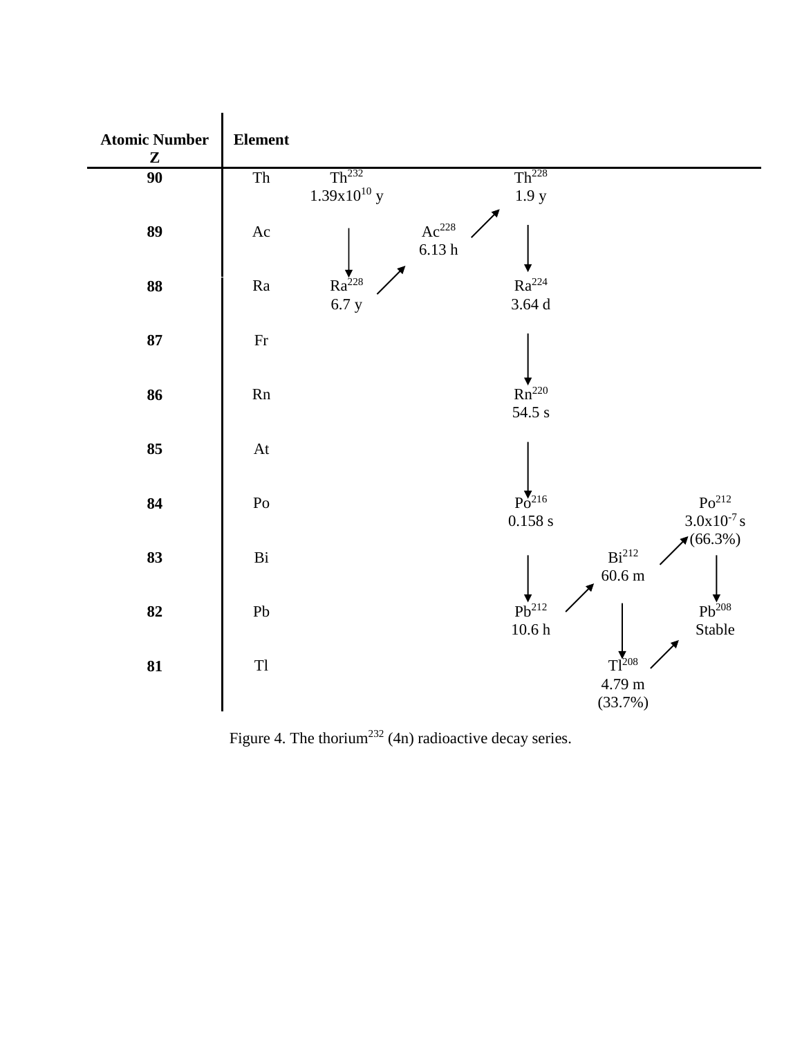| Atomic Number Z | Element | | | | | |
|---|---|---|---|---|---|---|
| 90 | Th | $Th^{232}$ 1.39x$10^{10}$ y | | $Th^{228}$ 1.9 y | | |
| 89 | Ac | ↓ | $Ac^{228}$ 6.13 h ↗ | ↓ | | |
| 88 | Ra | $Ra^{228}$ 6.7 y ↗ | | $Ra^{224}$ 3.64 d | | |
| 87 | Fr | | | ↓ | | |
| 86 | Rn | | | $Rn^{220}$ 54.5 s | | |
| 85 | At | | | ↓ | | |
| 84 | Po | | | $Po^{216}$ 0.158 s | | $Po^{212}$ 3.0x$10^{-7}$ s |
| 83 | Bi | | | ↓ | $Bi^{212}$ 60.6 m ↗ (66.3%) | ↓ |
| 82 | Pb | | | $Pb^{212}$ 10.6 h ↗ | ↓ | $Pb^{208}$ Stable |
| 81 | Tl | | | | $Tl^{208}$ 4.79 m (33.7%) ↗ | |

Figure 4. The thorium[232] (4n) radioactive decay series.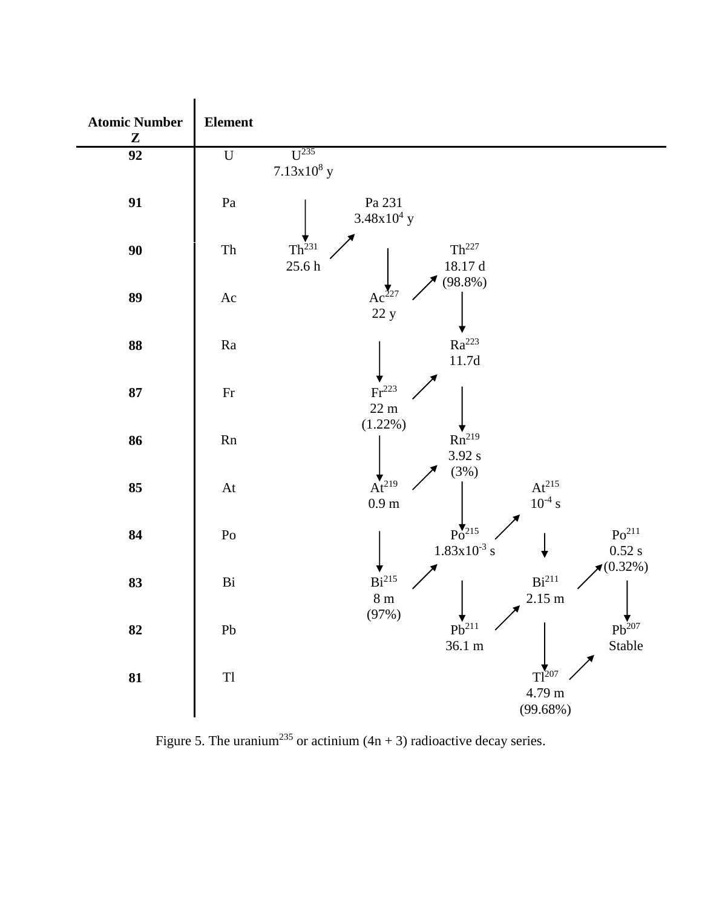| Atomic Number Z | Element | | | | | |
|---|---|---|---|---|---|---|
| 92 | U | $U^{235}$ 7.13x10$^{8}$ y | | | | |
| 91 | Pa | | Pa 231 3.48x10$^{4}$ y | | | |
| 90 | Th | $Th^{231}$ 25.6 h | | $Th^{227}$ 18.17 d (98.8%) | | |
| 89 | Ac | | $Ac^{227}$ 22 y | | | |
| 88 | Ra | | | $Ra^{223}$ 11.7d | | |
| 87 | Fr | | $Fr^{223}$ 22 m (1.22%) | | | |
| 86 | Rn | | | $Rn^{219}$ 3.92 s (3%) | | |
| 85 | At | | $At^{219}$ 0.9 m | | $At^{215}$ 10$^{-4}$ s | |
| 84 | Po | | | $Po^{215}$ 1.83x10$^{-3}$ s | | $Po^{211}$ 0.52 s (0.32%) |
| 83 | Bi | | $Bi^{215}$ 8 m (97%) | | $Bi^{211}$ 2.15 m | |
| 82 | Pb | | | $Pb^{211}$ 36.1 m | | $Pb^{207}$ Stable |
| 81 | Tl | | | | $Tl^{207}$ 4.79 m (99.68%) | |

Figure 5. The uranium$^{235}$ or actinium (4n + 3) radioactive decay series.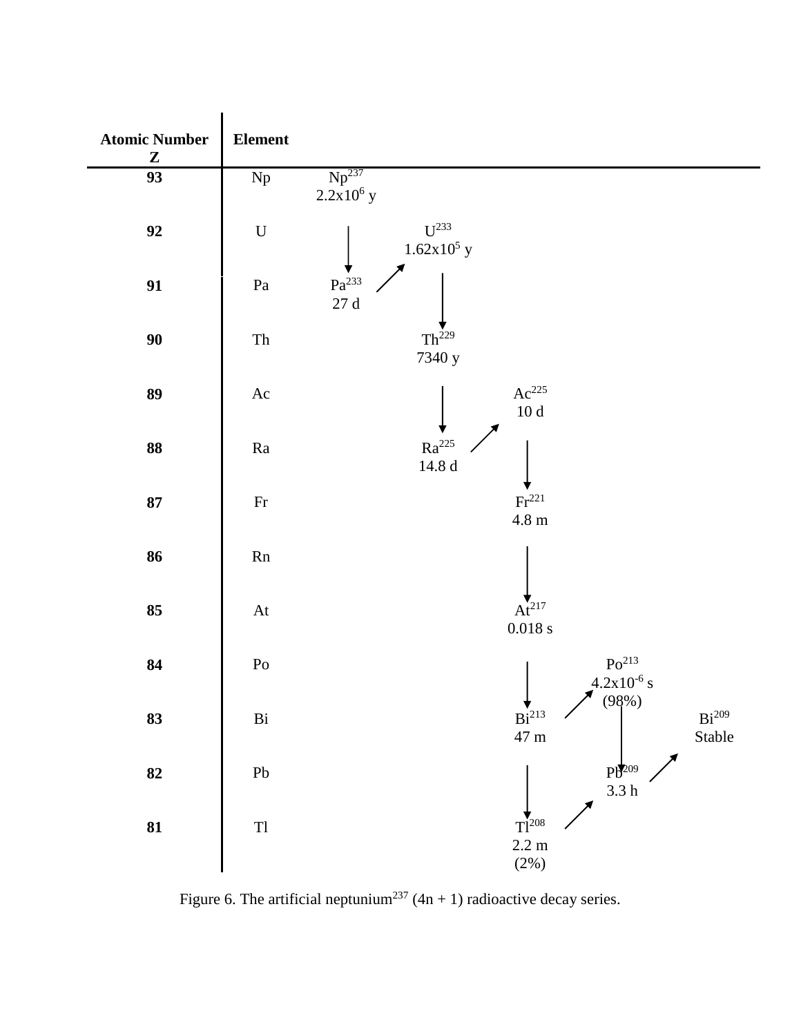| Atomic Number Z | Element | | | | | |
|---|---|---|---|---|---|---|
| 93 | Np | $Np^{237}$ $2.2x10^{6}$ y | | | | |
| 92 | U | | $U^{233}$ $1.62x10^{5}$ y | | | |
| 91 | Pa | $Pa^{233}$ 27 d | | | | |
| 90 | Th | | $Th^{229}$ 7340 y | | | |
| 89 | Ac | | | $Ac^{225}$ 10 d | | |
| 88 | Ra | | $Ra^{225}$ 14.8 d | | | |
| 87 | Fr | | | $Fr^{221}$ 4.8 m | | |
| 86 | Rn | | | | | |
| 85 | At | | | $At^{217}$ 0.018 s | | |
| 84 | Po | | | | $Po^{213}$ $4.2x10^{-6}$ s (98%) | |
| 83 | Bi | | | $Bi^{213}$ 47 m | | $Bi^{209}$ Stable |
| 82 | Pb | | | | $Pb^{209}$ 3.3 h | |
| 81 | Tl | | | $Tl^{208}$ 2.2 m (2%) | | |

Figure 6. The artificial neptunium$^{237}$ (4n + 1) radioactive decay series.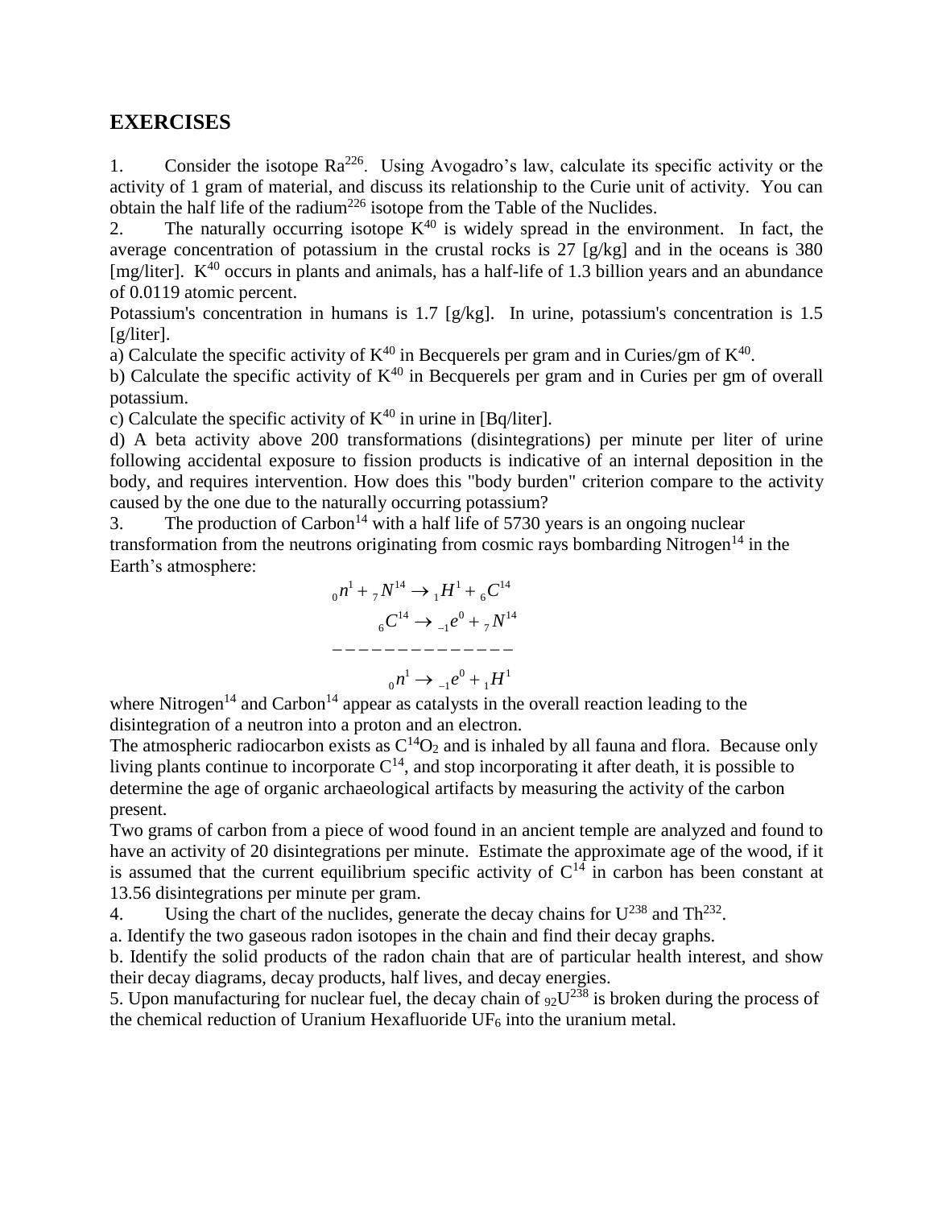## EXERCISES

1. Consider the isotope $Ra^{226}$. Using Avogadro's law, calculate its specific activity or the activity of 1 gram of material, and discuss its relationship to the Curie unit of activity. You can obtain the half life of the $radium^{226}$ isotope from the Table of the Nuclides.

2. The naturally occurring isotope $K^{40}$ is widely spread in the environment. In fact, the average concentration of potassium in the crustal rocks is 27 [g/kg] and in the oceans is 380 [mg/liter]. $K^{40}$ occurs in plants and animals, has a half-life of 1.3 billion years and an abundance of 0.0119 atomic percent.

Potassium's concentration in humans is 1.7 [g/kg]. In urine, potassium's concentration is 1.5 [g/liter].

a) Calculate the specific activity of $K^{40}$ in Becquerels per gram and in Curies/gm of $K^{40}$.

b) Calculate the specific activity of $K^{40}$ in Becquerels per gram and in Curies per gm of overall potassium.

c) Calculate the specific activity of $K^{40}$ in urine in [Bq/liter].

d) A beta activity above 200 transformations (disintegrations) per minute per liter of urine following accidental exposure to fission products is indicative of an internal deposition in the body, and requires intervention. How does this "body burden" criterion compare to the activity caused by the one due to the naturally occurring potassium?

3. The production of $Carbon^{14}$ with a half life of 5730 years is an ongoing nuclear transformation from the neutrons originating from cosmic rays bombarding $Nitrogen^{14}$ in the Earth's atmosphere:

$$
\begin{array}{c}
{}_0n^1 + {}_7N^{14} \rightarrow {}_1H^1 + {}_6C^{14} \\
{}_6C^{14} \rightarrow {}_{-1}e^0 + {}_7N^{14} \\
\text{-----------------------------} \\
{}_0n^1 \rightarrow {}_{-1}e^0 + {}_1H^1
\end{array}
$$

where $Nitrogen^{14}$ and $Carbon^{14}$ appear as catalysts in the overall reaction leading to the disintegration of a neutron into a proton and an electron.

The atmospheric radiocarbon exists as $C^{14}O_2$ and is inhaled by all fauna and flora. Because only living plants continue to incorporate $C^{14}$, and stop incorporating it after death, it is possible to determine the age of organic archaeological artifacts by measuring the activity of the carbon present.

Two grams of carbon from a piece of wood found in an ancient temple are analyzed and found to have an activity of 20 disintegrations per minute. Estimate the approximate age of the wood, if it is assumed that the current equilibrium specific activity of $C^{14}$ in carbon has been constant at 13.56 disintegrations per minute per gram.

4. Using the chart of the nuclides, generate the decay chains for $U^{238}$ and $Th^{232}$.

a. Identify the two gaseous radon isotopes in the chain and find their decay graphs.

b. Identify the solid products of the radon chain that are of particular health interest, and show their decay diagrams, decay products, half lives, and decay energies.

5. Upon manufacturing for nuclear fuel, the decay chain of ${}_{92}U^{238}$ is broken during the process of the chemical reduction of Uranium Hexafluoride $UF_6$ into the uranium metal.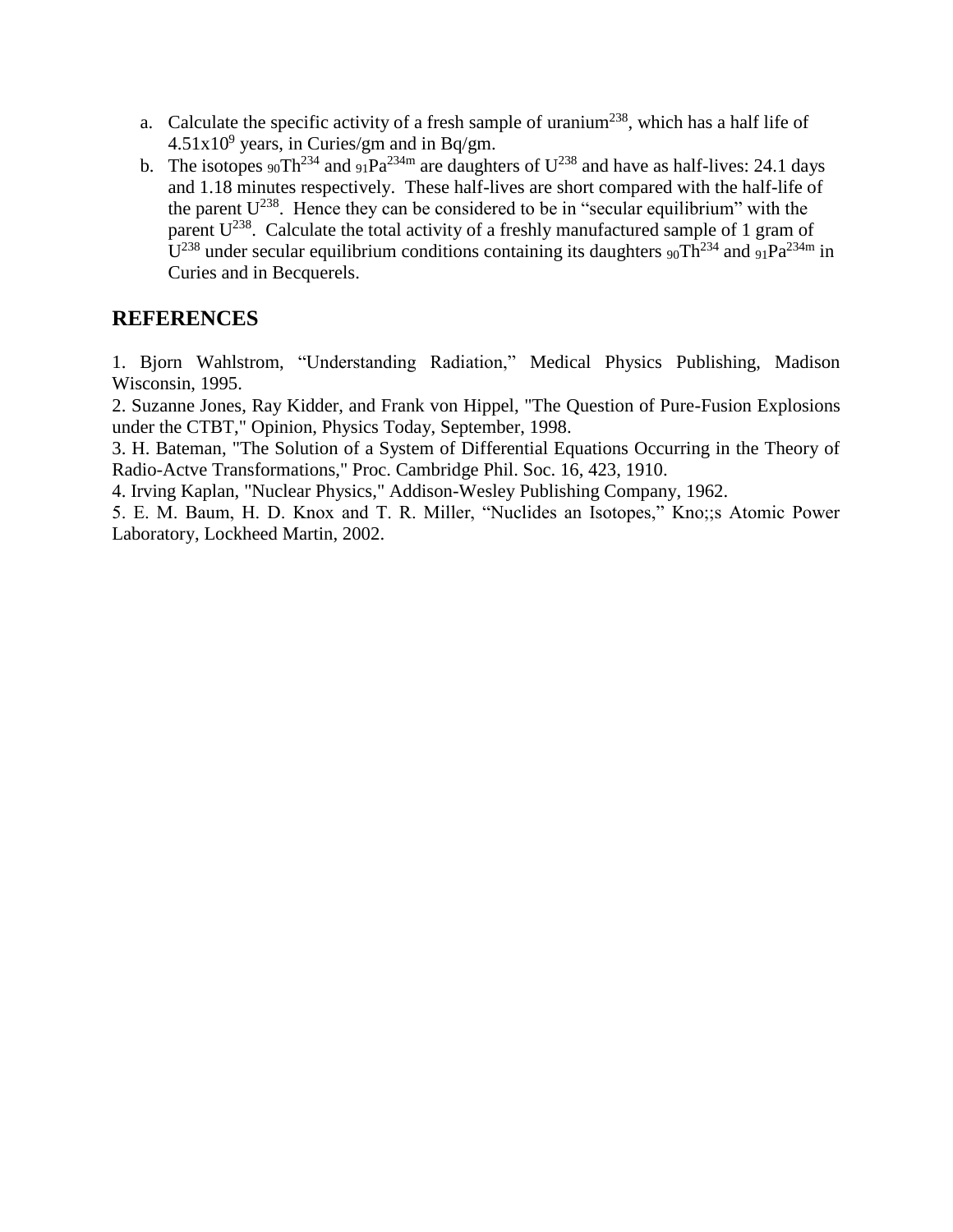a. Calculate the specific activity of a fresh sample of uranium$^{238}$, which has a half life of $4.51 \times 10^9$ years, in Curies/gm and in Bq/gm.
b. The isotopes ${}_{90}Th^{234}$ and ${}_{91}Pa^{234m}$ are daughters of $U^{238}$ and have as half-lives: 24.1 days and 1.18 minutes respectively. These half-lives are short compared with the half-life of the parent $U^{238}$. Hence they can be considered to be in "secular equilibrium" with the parent $U^{238}$. Calculate the total activity of a freshly manufactured sample of 1 gram of $U^{238}$ under secular equilibrium conditions containing its daughters ${}_{90}Th^{234}$ and ${}_{91}Pa^{234m}$ in Curies and in Becquerels.

## REFERENCES

1. Bjorn Wahlstrom, "Understanding Radiation," Medical Physics Publishing, Madison Wisconsin, 1995.
2. Suzanne Jones, Ray Kidder, and Frank von Hippel, "The Question of Pure-Fusion Explosions under the CTBT," Opinion, Physics Today, September, 1998.
3. H. Bateman, "The Solution of a System of Differential Equations Occurring in the Theory of Radio-Actve Transformations," Proc. Cambridge Phil. Soc. 16, 423, 1910.
4. Irving Kaplan, "Nuclear Physics," Addison-Wesley Publishing Company, 1962.
5. E. M. Baum, H. D. Knox and T. R. Miller, "Nuclides an Isotopes," Kno;;s Atomic Power Laboratory, Lockheed Martin, 2002.